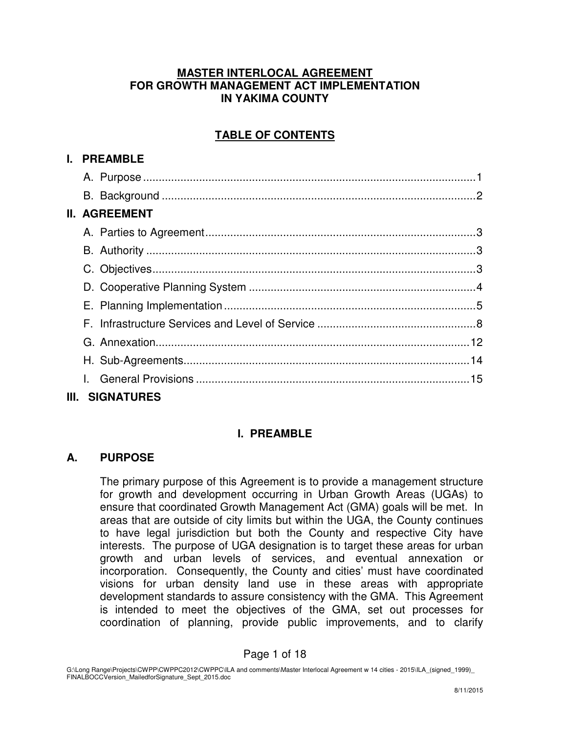# MASTER INTERLOCAL AGREEMENT FOR GROWTH MANAGEMENT ACT IMPLEMENTATION IN YAKIMA COUNTY

## TABLE OF CONTENTS

**I. PREAMBLE**

- A. Purpose .......... 1
- B. Background .......... 2

**II. AGREEMENT**

- A. Parties to Agreement .......... 3
- B. Authority .......... 3
- C. Objectives .......... 3
- D. Cooperative Planning System .......... 4
- E. Planning Implementation .......... 5
- F. Infrastructure Services and Level of Service .......... 8
- G. Annexation .......... 12
- H. Sub-Agreements .......... 14
- I. General Provisions .......... 15

**III. SIGNATURES**

## I. PREAMBLE

### A. PURPOSE

The primary purpose of this Agreement is to provide a management structure for growth and development occurring in Urban Growth Areas (UGAs) to ensure that coordinated Growth Management Act (GMA) goals will be met. In areas that are outside of city limits but within the UGA, the County continues to have legal jurisdiction but both the County and respective City have interests. The purpose of UGA designation is to target these areas for urban growth and urban levels of services, and eventual annexation or incorporation. Consequently, the County and cities' must have coordinated visions for urban density land use in these areas with appropriate development standards to assure consistency with the GMA. This Agreement is intended to meet the objectives of the GMA, set out processes for coordination of planning, provide public improvements, and to clarify

G:\Long Range\Projects\CWPP\CWPPC2012\CWPPC\ILA and comments\Master Interlocal Agreement w 14 cities - 2015\ILA_(signed_1999)_FINALBOCCVersion_MailedforSignature_Sept_2015.doc

8/11/2015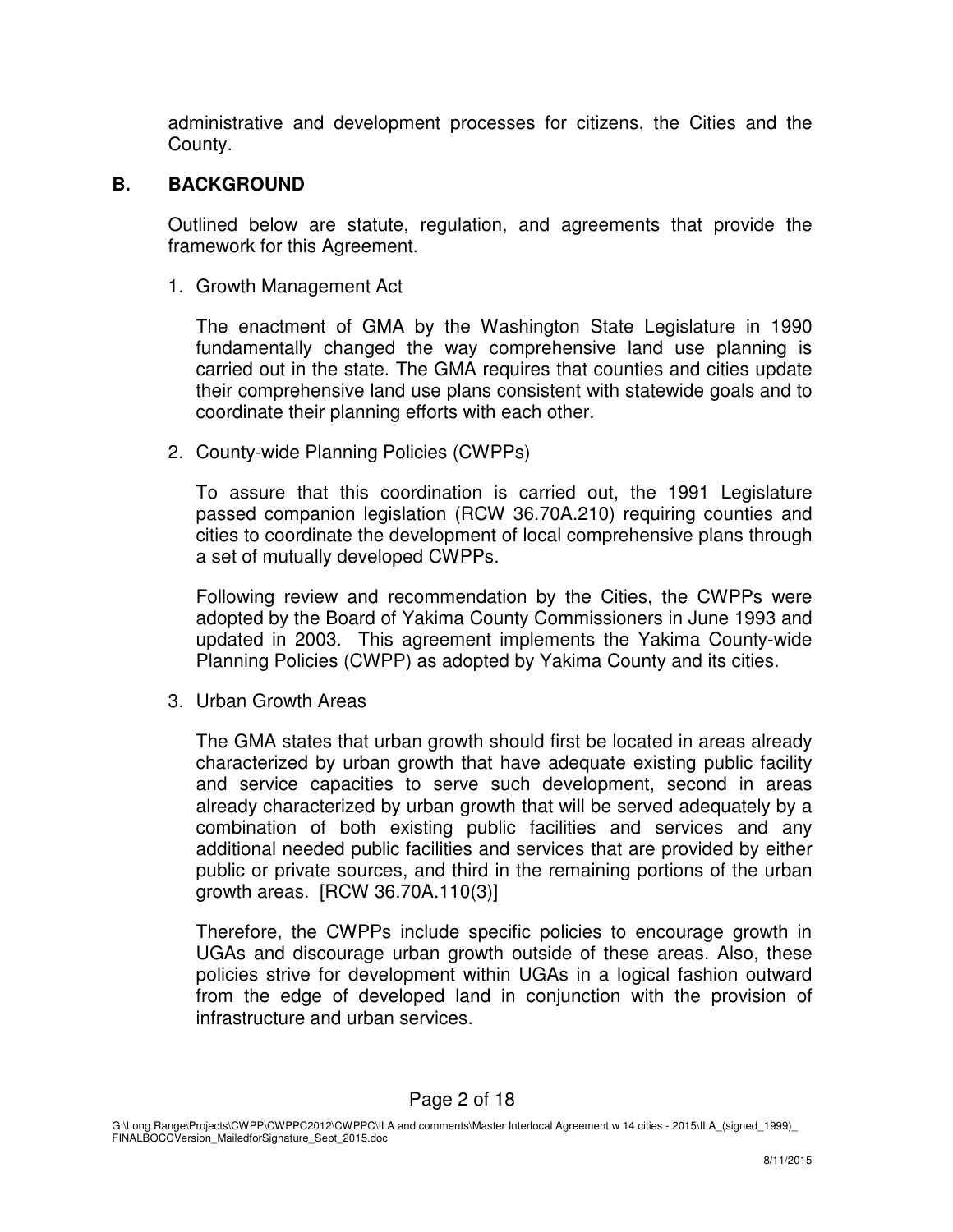administrative and development processes for citizens, the Cities and the County.

## B. BACKGROUND

Outlined below are statute, regulation, and agreements that provide the framework for this Agreement.

1. Growth Management Act

   The enactment of GMA by the Washington State Legislature in 1990 fundamentally changed the way comprehensive land use planning is carried out in the state. The GMA requires that counties and cities update their comprehensive land use plans consistent with statewide goals and to coordinate their planning efforts with each other.

2. County-wide Planning Policies (CWPPs)

   To assure that this coordination is carried out, the 1991 Legislature passed companion legislation (RCW 36.70A.210) requiring counties and cities to coordinate the development of local comprehensive plans through a set of mutually developed CWPPs.

   Following review and recommendation by the Cities, the CWPPs were adopted by the Board of Yakima County Commissioners in June 1993 and updated in 2003. This agreement implements the Yakima County-wide Planning Policies (CWPP) as adopted by Yakima County and its cities.

3. Urban Growth Areas

   The GMA states that urban growth should first be located in areas already characterized by urban growth that have adequate existing public facility and service capacities to serve such development, second in areas already characterized by urban growth that will be served adequately by a combination of both existing public facilities and services and any additional needed public facilities and services that are provided by either public or private sources, and third in the remaining portions of the urban growth areas. [RCW 36.70A.110(3)]

   Therefore, the CWPPs include specific policies to encourage growth in UGAs and discourage urban growth outside of these areas. Also, these policies strive for development within UGAs in a logical fashion outward from the edge of developed land in conjunction with the provision of infrastructure and urban services.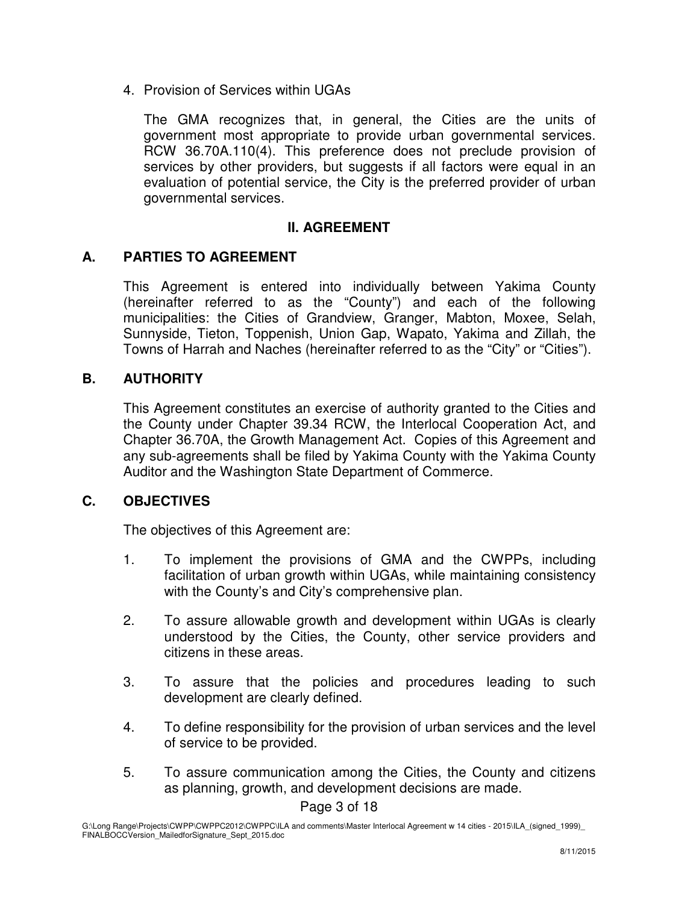4. Provision of Services within UGAs

   The GMA recognizes that, in general, the Cities are the units of government most appropriate to provide urban governmental services. RCW 36.70A.110(4). This preference does not preclude provision of services by other providers, but suggests if all factors were equal in an evaluation of potential service, the City is the preferred provider of urban governmental services.

## II. AGREEMENT

### A. PARTIES TO AGREEMENT

This Agreement is entered into individually between Yakima County (hereinafter referred to as the "County") and each of the following municipalities: the Cities of Grandview, Granger, Mabton, Moxee, Selah, Sunnyside, Tieton, Toppenish, Union Gap, Wapato, Yakima and Zillah, the Towns of Harrah and Naches (hereinafter referred to as the "City" or "Cities").

### B. AUTHORITY

This Agreement constitutes an exercise of authority granted to the Cities and the County under Chapter 39.34 RCW, the Interlocal Cooperation Act, and Chapter 36.70A, the Growth Management Act. Copies of this Agreement and any sub-agreements shall be filed by Yakima County with the Yakima County Auditor and the Washington State Department of Commerce.

### C. OBJECTIVES

The objectives of this Agreement are:

1. To implement the provisions of GMA and the CWPPs, including facilitation of urban growth within UGAs, while maintaining consistency with the County's and City's comprehensive plan.

2. To assure allowable growth and development within UGAs is clearly understood by the Cities, the County, other service providers and citizens in these areas.

3. To assure that the policies and procedures leading to such development are clearly defined.

4. To define responsibility for the provision of urban services and the level of service to be provided.

5. To assure communication among the Cities, the County and citizens as planning, growth, and development decisions are made.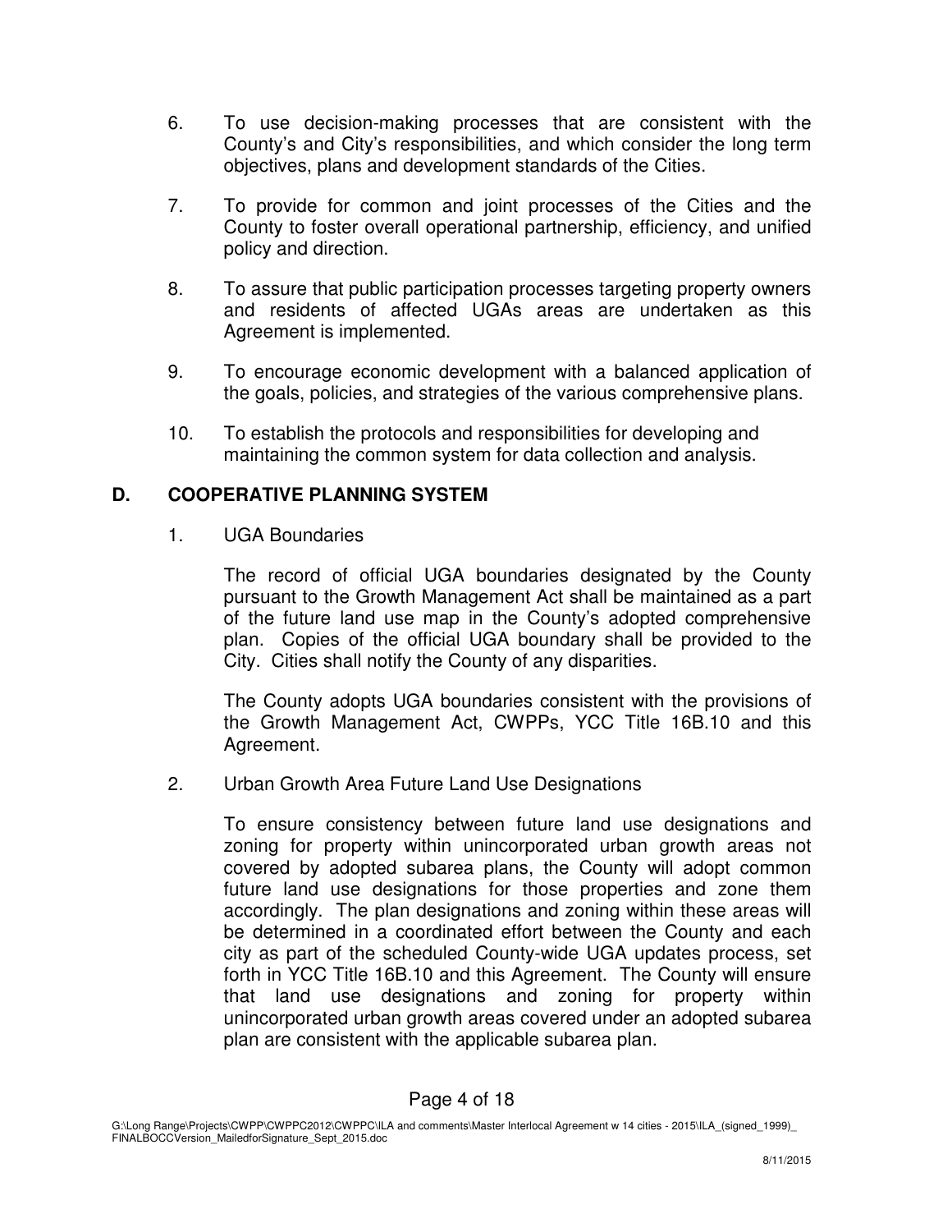6. To use decision-making processes that are consistent with the County's and City's responsibilities, and which consider the long term objectives, plans and development standards of the Cities.

7. To provide for common and joint processes of the Cities and the County to foster overall operational partnership, efficiency, and unified policy and direction.

8. To assure that public participation processes targeting property owners and residents of affected UGAs areas are undertaken as this Agreement is implemented.

9. To encourage economic development with a balanced application of the goals, policies, and strategies of the various comprehensive plans.

10. To establish the protocols and responsibilities for developing and maintaining the common system for data collection and analysis.

## D. COOPERATIVE PLANNING SYSTEM

1. UGA Boundaries

   The record of official UGA boundaries designated by the County pursuant to the Growth Management Act shall be maintained as a part of the future land use map in the County's adopted comprehensive plan. Copies of the official UGA boundary shall be provided to the City. Cities shall notify the County of any disparities.

   The County adopts UGA boundaries consistent with the provisions of the Growth Management Act, CWPPs, YCC Title 16B.10 and this Agreement.

2. Urban Growth Area Future Land Use Designations

   To ensure consistency between future land use designations and zoning for property within unincorporated urban growth areas not covered by adopted subarea plans, the County will adopt common future land use designations for those properties and zone them accordingly. The plan designations and zoning within these areas will be determined in a coordinated effort between the County and each city as part of the scheduled County-wide UGA updates process, set forth in YCC Title 16B.10 and this Agreement. The County will ensure that land use designations and zoning for property within unincorporated urban growth areas covered under an adopted subarea plan are consistent with the applicable subarea plan.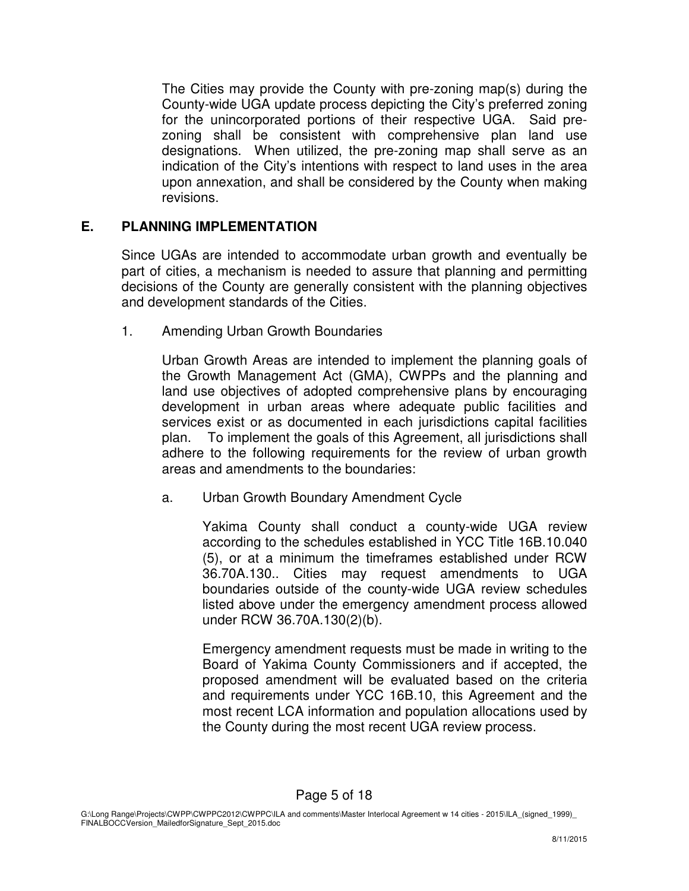The Cities may provide the County with pre-zoning map(s) during the County-wide UGA update process depicting the City's preferred zoning for the unincorporated portions of their respective UGA. Said pre-zoning shall be consistent with comprehensive plan land use designations. When utilized, the pre-zoning map shall serve as an indication of the City's intentions with respect to land uses in the area upon annexation, and shall be considered by the County when making revisions.

## E. PLANNING IMPLEMENTATION

Since UGAs are intended to accommodate urban growth and eventually be part of cities, a mechanism is needed to assure that planning and permitting decisions of the County are generally consistent with the planning objectives and development standards of the Cities.

1. Amending Urban Growth Boundaries

   Urban Growth Areas are intended to implement the planning goals of the Growth Management Act (GMA), CWPPs and the planning and land use objectives of adopted comprehensive plans by encouraging development in urban areas where adequate public facilities and services exist or as documented in each jurisdictions capital facilities plan. To implement the goals of this Agreement, all jurisdictions shall adhere to the following requirements for the review of urban growth areas and amendments to the boundaries:

   a. Urban Growth Boundary Amendment Cycle

      Yakima County shall conduct a county-wide UGA review according to the schedules established in YCC Title 16B.10.040 (5), or at a minimum the timeframes established under RCW 36.70A.130.. Cities may request amendments to UGA boundaries outside of the county-wide UGA review schedules listed above under the emergency amendment process allowed under RCW 36.70A.130(2)(b).

      Emergency amendment requests must be made in writing to the Board of Yakima County Commissioners and if accepted, the proposed amendment will be evaluated based on the criteria and requirements under YCC 16B.10, this Agreement and the most recent LCA information and population allocations used by the County during the most recent UGA review process.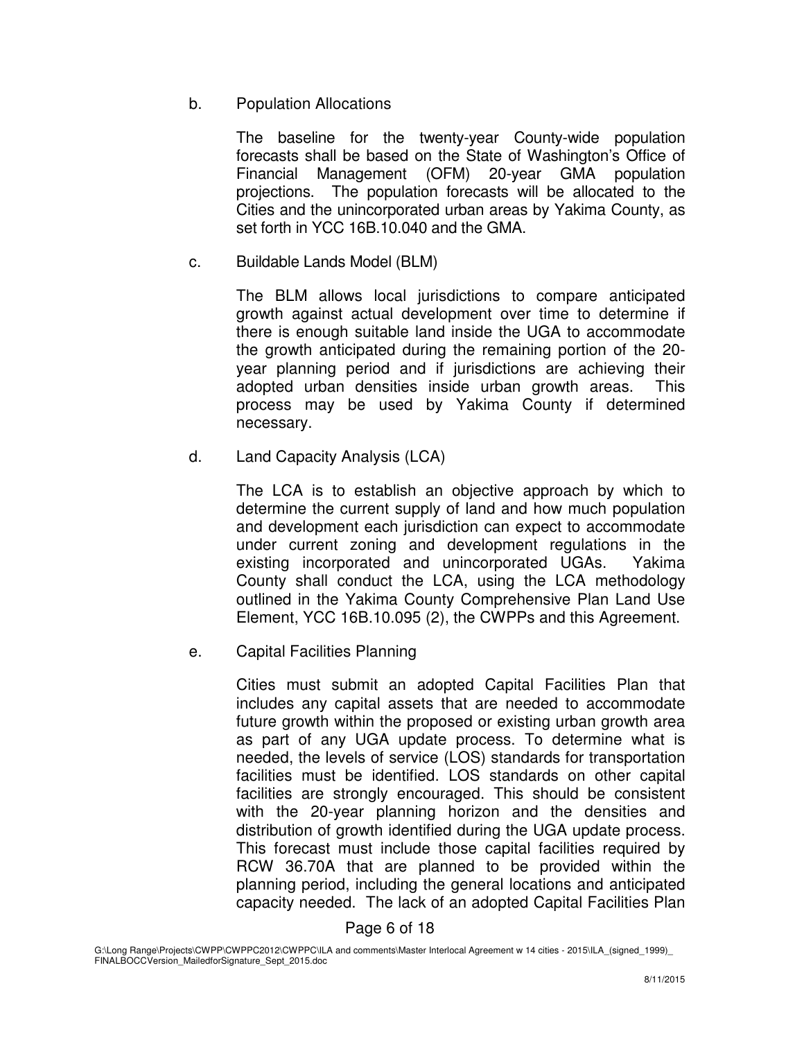b. Population Allocations

The baseline for the twenty-year County-wide population forecasts shall be based on the State of Washington's Office of Financial Management (OFM) 20-year GMA population projections. The population forecasts will be allocated to the Cities and the unincorporated urban areas by Yakima County, as set forth in YCC 16B.10.040 and the GMA.

c. Buildable Lands Model (BLM)

The BLM allows local jurisdictions to compare anticipated growth against actual development over time to determine if there is enough suitable land inside the UGA to accommodate the growth anticipated during the remaining portion of the 20-year planning period and if jurisdictions are achieving their adopted urban densities inside urban growth areas. This process may be used by Yakima County if determined necessary.

d. Land Capacity Analysis (LCA)

The LCA is to establish an objective approach by which to determine the current supply of land and how much population and development each jurisdiction can expect to accommodate under current zoning and development regulations in the existing incorporated and unincorporated UGAs. Yakima County shall conduct the LCA, using the LCA methodology outlined in the Yakima County Comprehensive Plan Land Use Element, YCC 16B.10.095 (2), the CWPPs and this Agreement.

e. Capital Facilities Planning

Cities must submit an adopted Capital Facilities Plan that includes any capital assets that are needed to accommodate future growth within the proposed or existing urban growth area as part of any UGA update process. To determine what is needed, the levels of service (LOS) standards for transportation facilities must be identified. LOS standards on other capital facilities are strongly encouraged. This should be consistent with the 20-year planning horizon and the densities and distribution of growth identified during the UGA update process. This forecast must include those capital facilities required by RCW 36.70A that are planned to be provided within the planning period, including the general locations and anticipated capacity needed. The lack of an adopted Capital Facilities Plan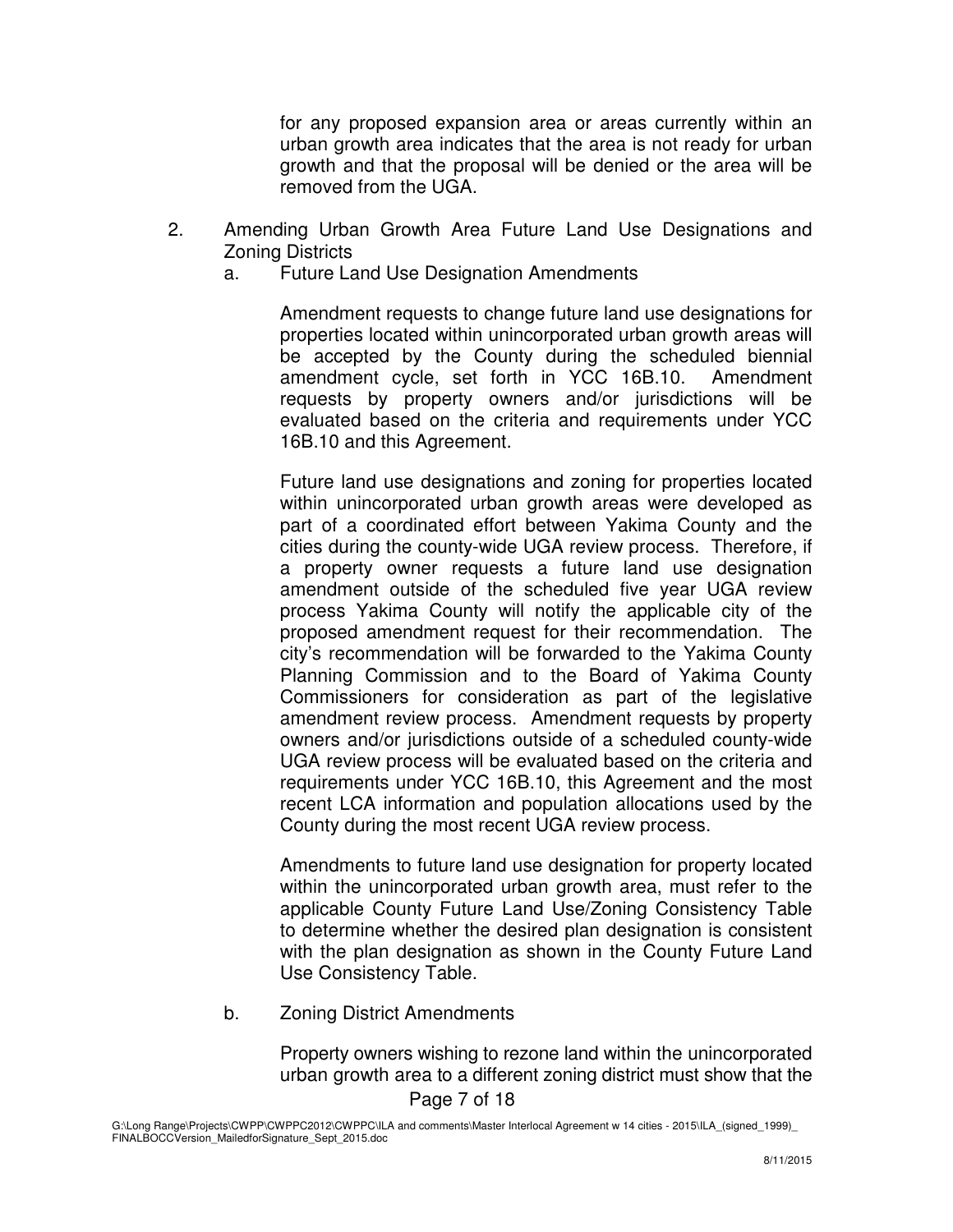for any proposed expansion area or areas currently within an urban growth area indicates that the area is not ready for urban growth and that the proposal will be denied or the area will be removed from the UGA.

2. Amending Urban Growth Area Future Land Use Designations and Zoning Districts

   a. Future Land Use Designation Amendments

      Amendment requests to change future land use designations for properties located within unincorporated urban growth areas will be accepted by the County during the scheduled biennial amendment cycle, set forth in YCC 16B.10. Amendment requests by property owners and/or jurisdictions will be evaluated based on the criteria and requirements under YCC 16B.10 and this Agreement.

      Future land use designations and zoning for properties located within unincorporated urban growth areas were developed as part of a coordinated effort between Yakima County and the cities during the county-wide UGA review process. Therefore, if a property owner requests a future land use designation amendment outside of the scheduled five year UGA review process Yakima County will notify the applicable city of the proposed amendment request for their recommendation. The city's recommendation will be forwarded to the Yakima County Planning Commission and to the Board of Yakima County Commissioners for consideration as part of the legislative amendment review process. Amendment requests by property owners and/or jurisdictions outside of a scheduled county-wide UGA review process will be evaluated based on the criteria and requirements under YCC 16B.10, this Agreement and the most recent LCA information and population allocations used by the County during the most recent UGA review process.

      Amendments to future land use designation for property located within the unincorporated urban growth area, must refer to the applicable County Future Land Use/Zoning Consistency Table to determine whether the desired plan designation is consistent with the plan designation as shown in the County Future Land Use Consistency Table.

   b. Zoning District Amendments

      Property owners wishing to rezone land within the unincorporated urban growth area to a different zoning district must show that the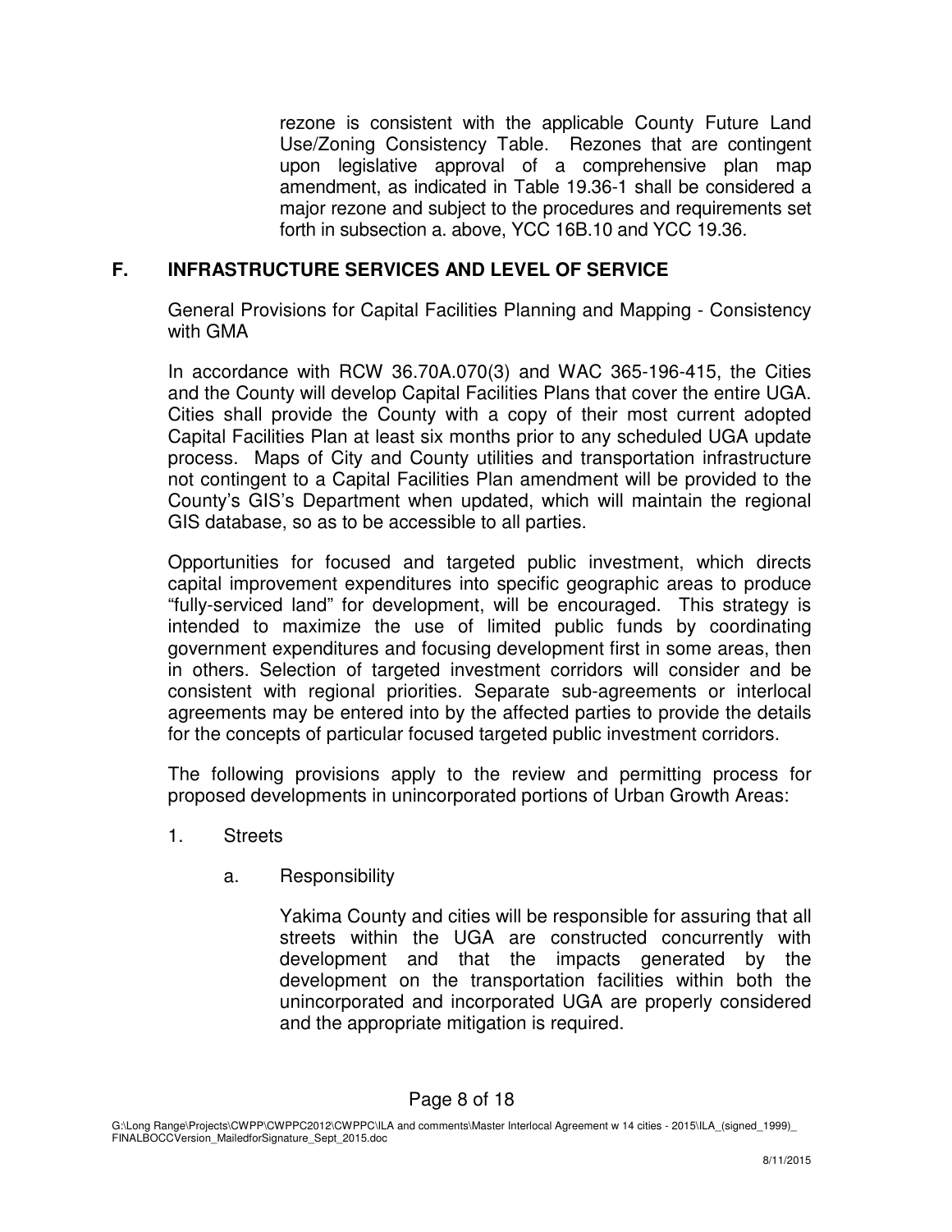rezone is consistent with the applicable County Future Land Use/Zoning Consistency Table. Rezones that are contingent upon legislative approval of a comprehensive plan map amendment, as indicated in Table 19.36-1 shall be considered a major rezone and subject to the procedures and requirements set forth in subsection a. above, YCC 16B.10 and YCC 19.36.

## F. INFRASTRUCTURE SERVICES AND LEVEL OF SERVICE

General Provisions for Capital Facilities Planning and Mapping - Consistency with GMA

In accordance with RCW 36.70A.070(3) and WAC 365-196-415, the Cities and the County will develop Capital Facilities Plans that cover the entire UGA. Cities shall provide the County with a copy of their most current adopted Capital Facilities Plan at least six months prior to any scheduled UGA update process. Maps of City and County utilities and transportation infrastructure not contingent to a Capital Facilities Plan amendment will be provided to the County's GIS's Department when updated, which will maintain the regional GIS database, so as to be accessible to all parties.

Opportunities for focused and targeted public investment, which directs capital improvement expenditures into specific geographic areas to produce "fully-serviced land" for development, will be encouraged. This strategy is intended to maximize the use of limited public funds by coordinating government expenditures and focusing development first in some areas, then in others. Selection of targeted investment corridors will consider and be consistent with regional priorities. Separate sub-agreements or interlocal agreements may be entered into by the affected parties to provide the details for the concepts of particular focused targeted public investment corridors.

The following provisions apply to the review and permitting process for proposed developments in unincorporated portions of Urban Growth Areas:

1. Streets

   a. Responsibility

      Yakima County and cities will be responsible for assuring that all streets within the UGA are constructed concurrently with development and that the impacts generated by the development on the transportation facilities within both the unincorporated and incorporated UGA are properly considered and the appropriate mitigation is required.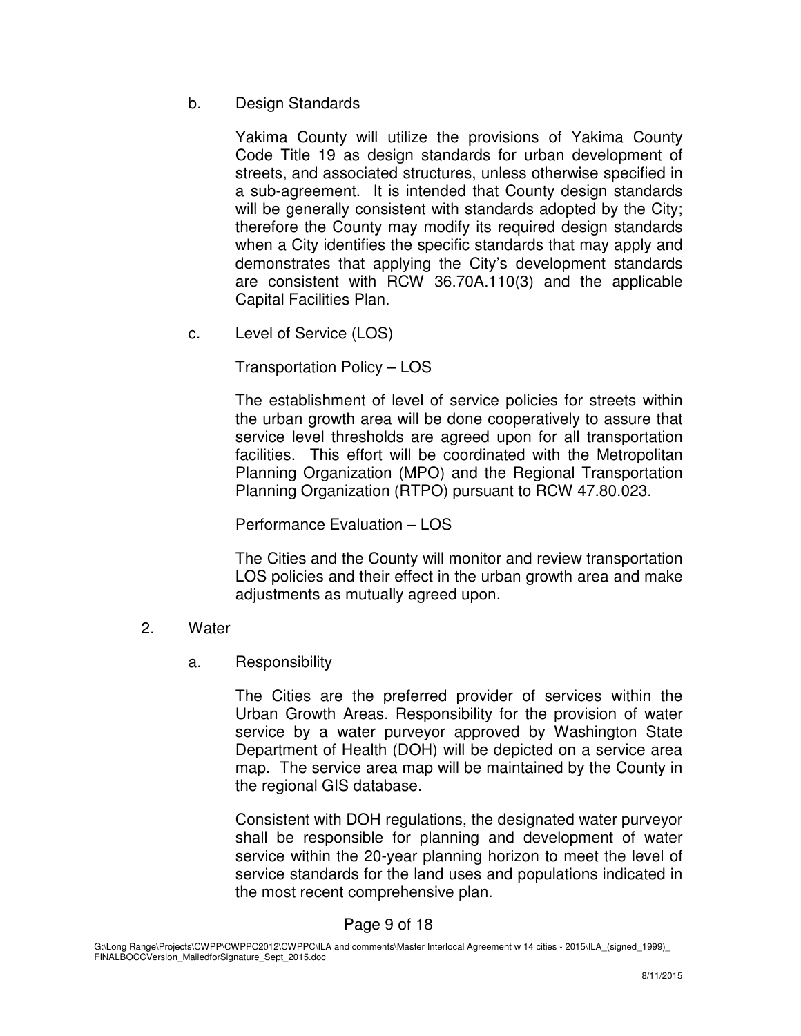b. Design Standards

Yakima County will utilize the provisions of Yakima County Code Title 19 as design standards for urban development of streets, and associated structures, unless otherwise specified in a sub-agreement. It is intended that County design standards will be generally consistent with standards adopted by the City; therefore the County may modify its required design standards when a City identifies the specific standards that may apply and demonstrates that applying the City's development standards are consistent with RCW 36.70A.110(3) and the applicable Capital Facilities Plan.

c. Level of Service (LOS)

Transportation Policy – LOS

The establishment of level of service policies for streets within the urban growth area will be done cooperatively to assure that service level thresholds are agreed upon for all transportation facilities. This effort will be coordinated with the Metropolitan Planning Organization (MPO) and the Regional Transportation Planning Organization (RTPO) pursuant to RCW 47.80.023.

Performance Evaluation – LOS

The Cities and the County will monitor and review transportation LOS policies and their effect in the urban growth area and make adjustments as mutually agreed upon.

2. Water

a. Responsibility

The Cities are the preferred provider of services within the Urban Growth Areas. Responsibility for the provision of water service by a water purveyor approved by Washington State Department of Health (DOH) will be depicted on a service area map. The service area map will be maintained by the County in the regional GIS database.

Consistent with DOH regulations, the designated water purveyor shall be responsible for planning and development of water service within the 20-year planning horizon to meet the level of service standards for the land uses and populations indicated in the most recent comprehensive plan.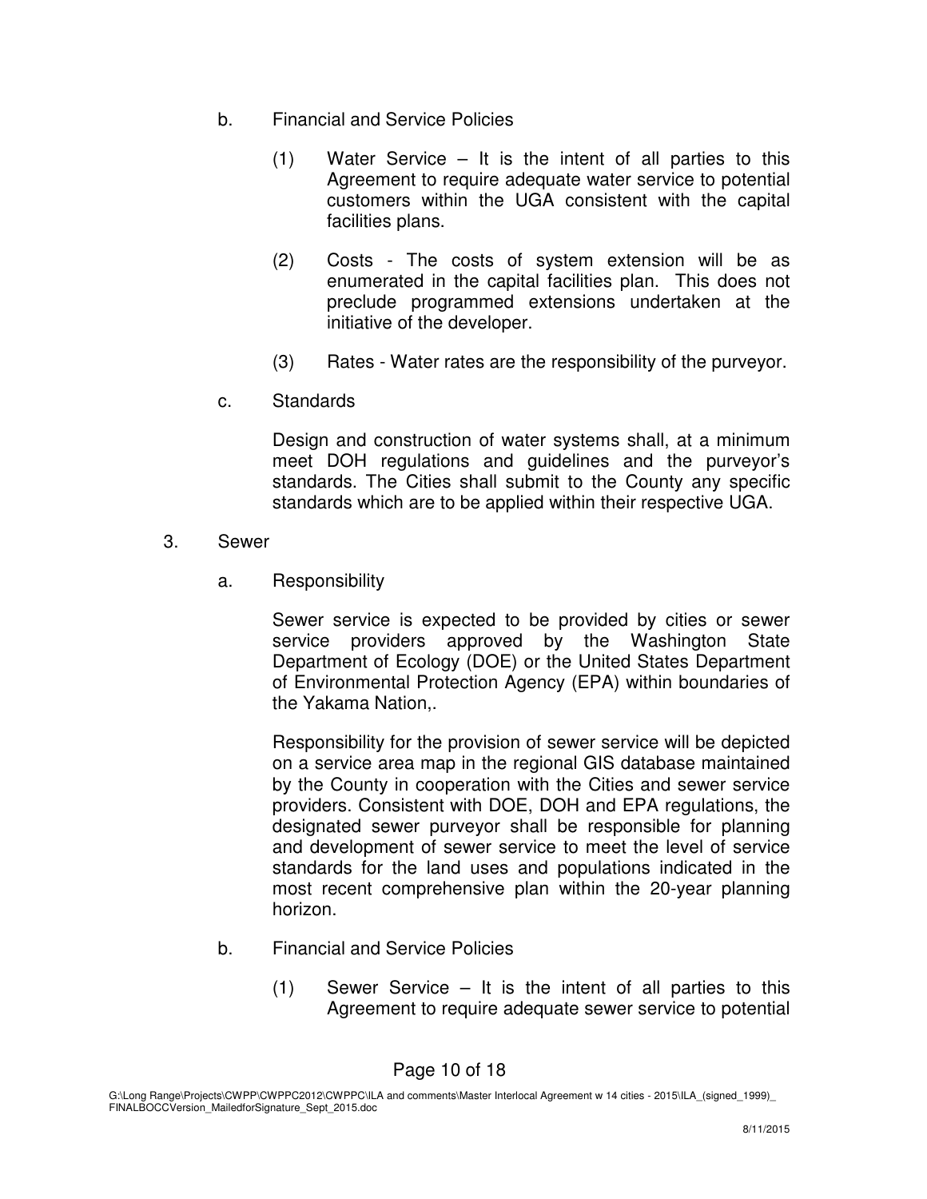b. Financial and Service Policies

(1) Water Service – It is the intent of all parties to this Agreement to require adequate water service to potential customers within the UGA consistent with the capital facilities plans.

(2) Costs - The costs of system extension will be as enumerated in the capital facilities plan. This does not preclude programmed extensions undertaken at the initiative of the developer.

(3) Rates - Water rates are the responsibility of the purveyor.

c. Standards

Design and construction of water systems shall, at a minimum meet DOH regulations and guidelines and the purveyor's standards. The Cities shall submit to the County any specific standards which are to be applied within their respective UGA.

3. Sewer

a. Responsibility

Sewer service is expected to be provided by cities or sewer service providers approved by the Washington State Department of Ecology (DOE) or the United States Department of Environmental Protection Agency (EPA) within boundaries of the Yakama Nation,.

Responsibility for the provision of sewer service will be depicted on a service area map in the regional GIS database maintained by the County in cooperation with the Cities and sewer service providers. Consistent with DOE, DOH and EPA regulations, the designated sewer purveyor shall be responsible for planning and development of sewer service to meet the level of service standards for the land uses and populations indicated in the most recent comprehensive plan within the 20-year planning horizon.

b. Financial and Service Policies

(1) Sewer Service – It is the intent of all parties to this Agreement to require adequate sewer service to potential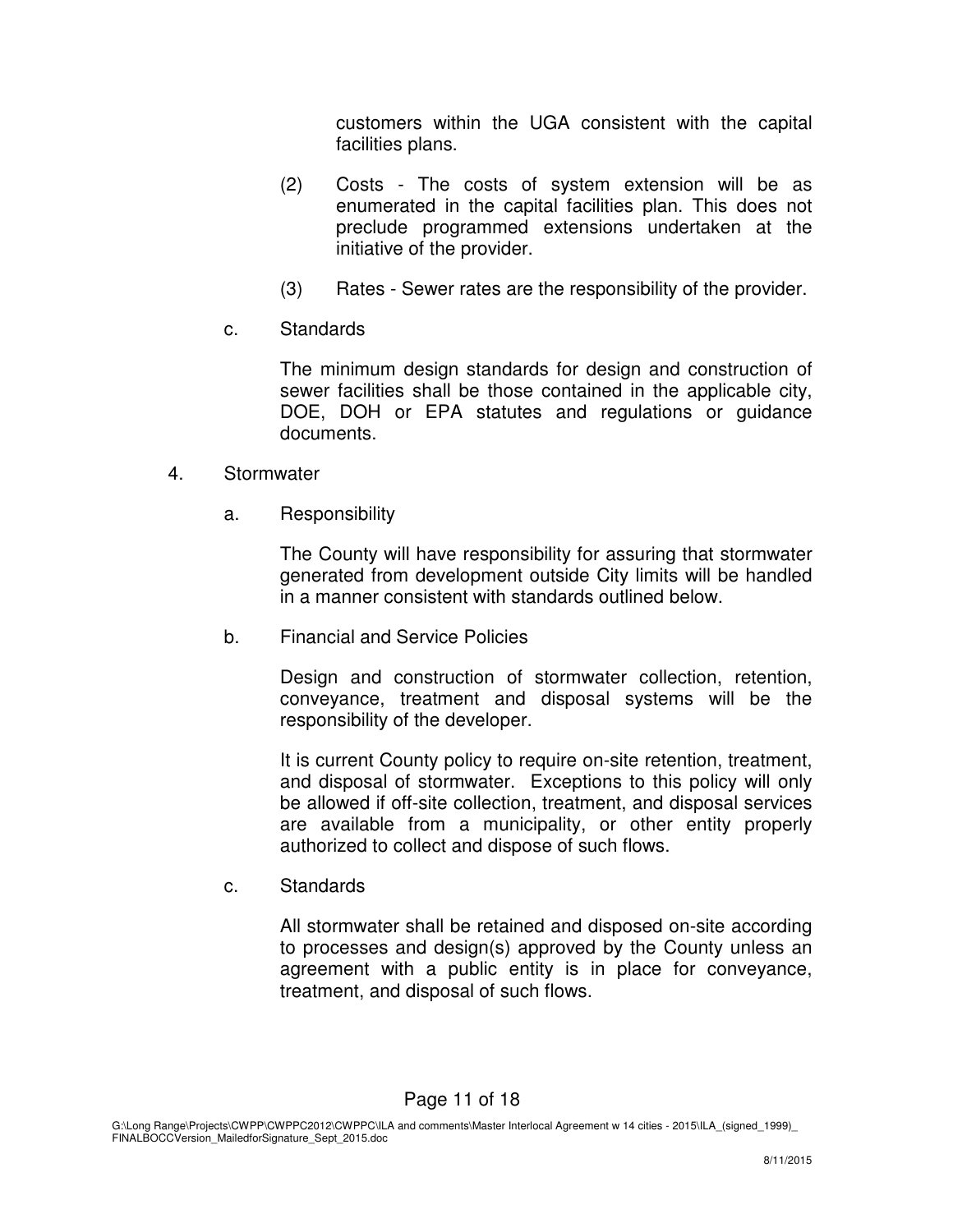customers within the UGA consistent with the capital facilities plans.

(2) Costs - The costs of system extension will be as enumerated in the capital facilities plan. This does not preclude programmed extensions undertaken at the initiative of the provider.

(3) Rates - Sewer rates are the responsibility of the provider.

c. Standards

The minimum design standards for design and construction of sewer facilities shall be those contained in the applicable city, DOE, DOH or EPA statutes and regulations or guidance documents.

4. Stormwater

a. Responsibility

The County will have responsibility for assuring that stormwater generated from development outside City limits will be handled in a manner consistent with standards outlined below.

b. Financial and Service Policies

Design and construction of stormwater collection, retention, conveyance, treatment and disposal systems will be the responsibility of the developer.

It is current County policy to require on-site retention, treatment, and disposal of stormwater. Exceptions to this policy will only be allowed if off-site collection, treatment, and disposal services are available from a municipality, or other entity properly authorized to collect and dispose of such flows.

c. Standards

All stormwater shall be retained and disposed on-site according to processes and design(s) approved by the County unless an agreement with a public entity is in place for conveyance, treatment, and disposal of such flows.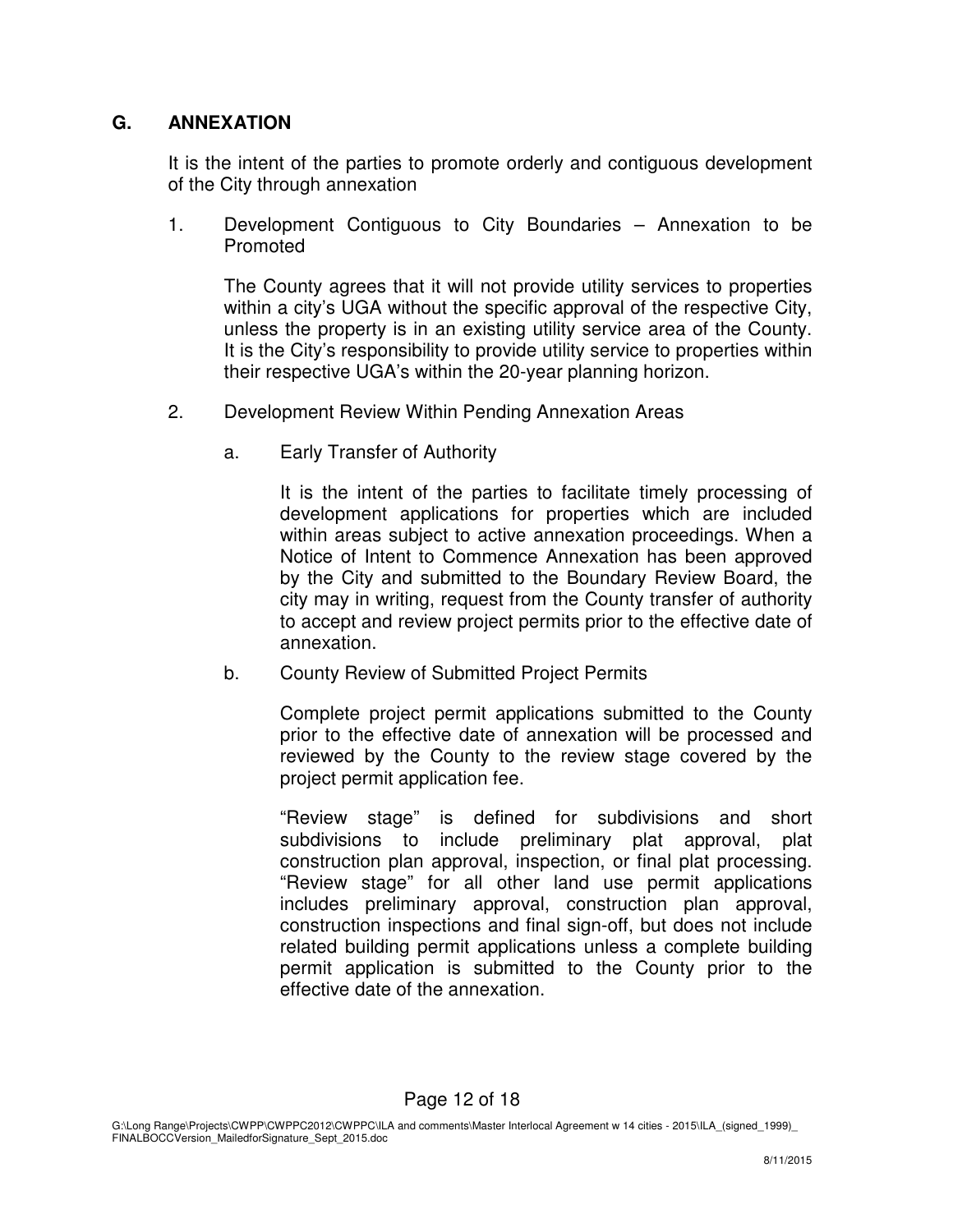## G. ANNEXATION

It is the intent of the parties to promote orderly and contiguous development of the City through annexation

1. Development Contiguous to City Boundaries – Annexation to be Promoted

   The County agrees that it will not provide utility services to properties within a city's UGA without the specific approval of the respective City, unless the property is in an existing utility service area of the County. It is the City's responsibility to provide utility service to properties within their respective UGA's within the 20-year planning horizon.

2. Development Review Within Pending Annexation Areas

   a. Early Transfer of Authority

      It is the intent of the parties to facilitate timely processing of development applications for properties which are included within areas subject to active annexation proceedings. When a Notice of Intent to Commence Annexation has been approved by the City and submitted to the Boundary Review Board, the city may in writing, request from the County transfer of authority to accept and review project permits prior to the effective date of annexation.

   b. County Review of Submitted Project Permits

      Complete project permit applications submitted to the County prior to the effective date of annexation will be processed and reviewed by the County to the review stage covered by the project permit application fee.

      "Review stage" is defined for subdivisions and short subdivisions to include preliminary plat approval, plat construction plan approval, inspection, or final plat processing. "Review stage" for all other land use permit applications includes preliminary approval, construction plan approval, construction inspections and final sign-off, but does not include related building permit applications unless a complete building permit application is submitted to the County prior to the effective date of the annexation.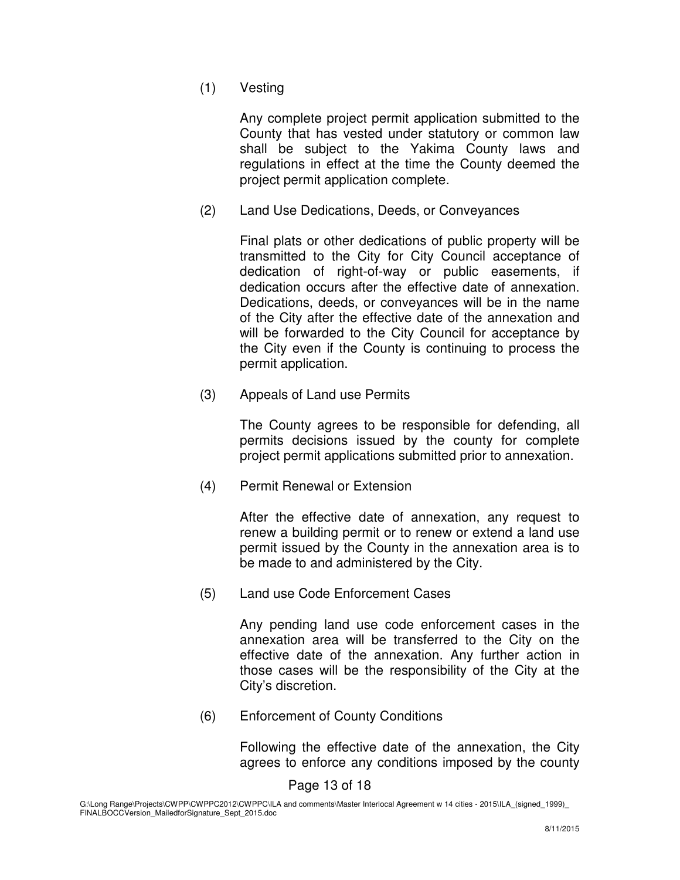(1) Vesting

Any complete project permit application submitted to the County that has vested under statutory or common law shall be subject to the Yakima County laws and regulations in effect at the time the County deemed the project permit application complete.

(2) Land Use Dedications, Deeds, or Conveyances

Final plats or other dedications of public property will be transmitted to the City for City Council acceptance of dedication of right-of-way or public easements, if dedication occurs after the effective date of annexation. Dedications, deeds, or conveyances will be in the name of the City after the effective date of the annexation and will be forwarded to the City Council for acceptance by the City even if the County is continuing to process the permit application.

(3) Appeals of Land use Permits

The County agrees to be responsible for defending, all permits decisions issued by the county for complete project permit applications submitted prior to annexation.

(4) Permit Renewal or Extension

After the effective date of annexation, any request to renew a building permit or to renew or extend a land use permit issued by the County in the annexation area is to be made to and administered by the City.

(5) Land use Code Enforcement Cases

Any pending land use code enforcement cases in the annexation area will be transferred to the City on the effective date of the annexation. Any further action in those cases will be the responsibility of the City at the City's discretion.

(6) Enforcement of County Conditions

Following the effective date of the annexation, the City agrees to enforce any conditions imposed by the county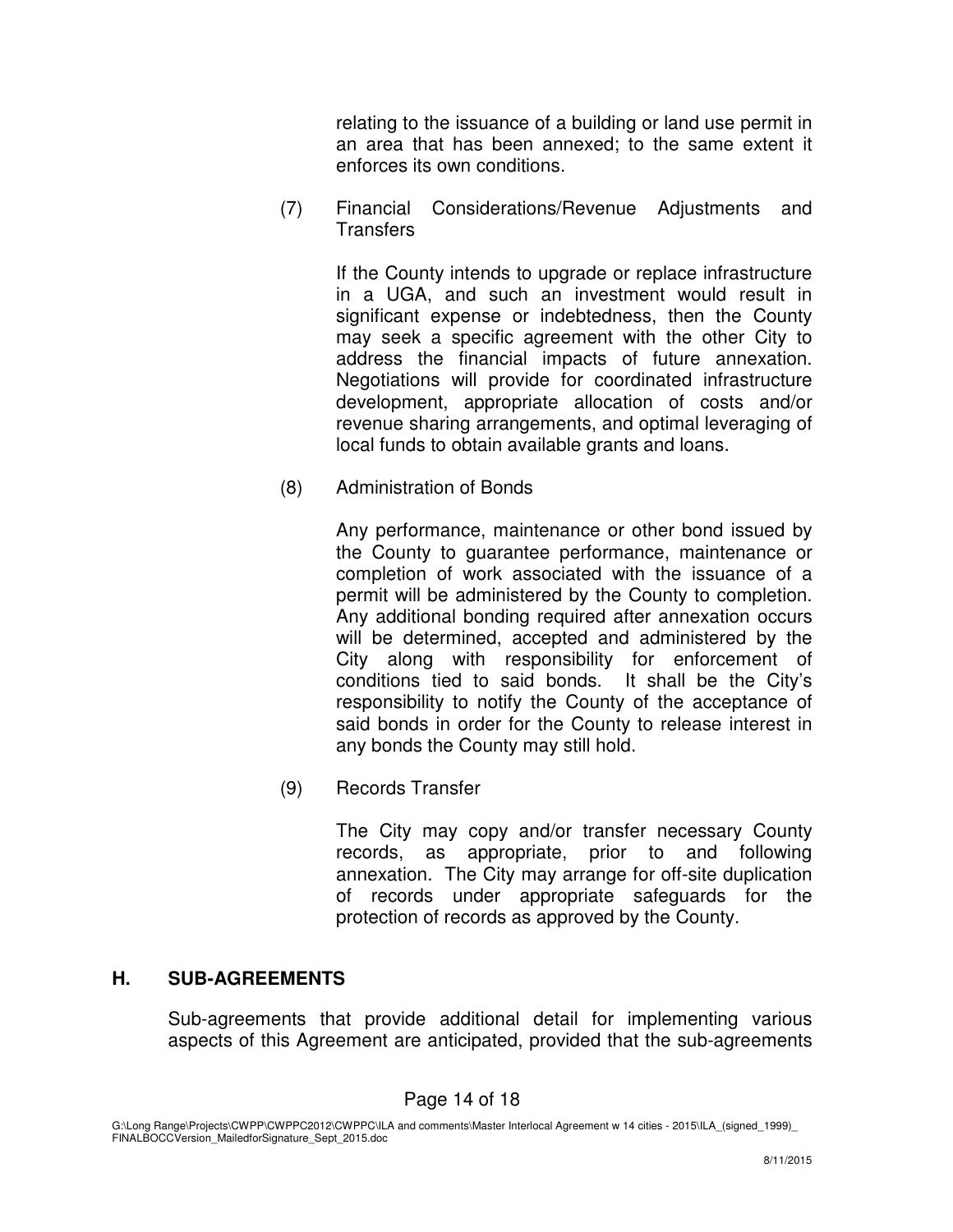relating to the issuance of a building or land use permit in an area that has been annexed; to the same extent it enforces its own conditions.

(7) Financial Considerations/Revenue Adjustments and Transfers

If the County intends to upgrade or replace infrastructure in a UGA, and such an investment would result in significant expense or indebtedness, then the County may seek a specific agreement with the other City to address the financial impacts of future annexation. Negotiations will provide for coordinated infrastructure development, appropriate allocation of costs and/or revenue sharing arrangements, and optimal leveraging of local funds to obtain available grants and loans.

(8) Administration of Bonds

Any performance, maintenance or other bond issued by the County to guarantee performance, maintenance or completion of work associated with the issuance of a permit will be administered by the County to completion. Any additional bonding required after annexation occurs will be determined, accepted and administered by the City along with responsibility for enforcement of conditions tied to said bonds. It shall be the City's responsibility to notify the County of the acceptance of said bonds in order for the County to release interest in any bonds the County may still hold.

(9) Records Transfer

The City may copy and/or transfer necessary County records, as appropriate, prior to and following annexation. The City may arrange for off-site duplication of records under appropriate safeguards for the protection of records as approved by the County.

## H. SUB-AGREEMENTS

Sub-agreements that provide additional detail for implementing various aspects of this Agreement are anticipated, provided that the sub-agreements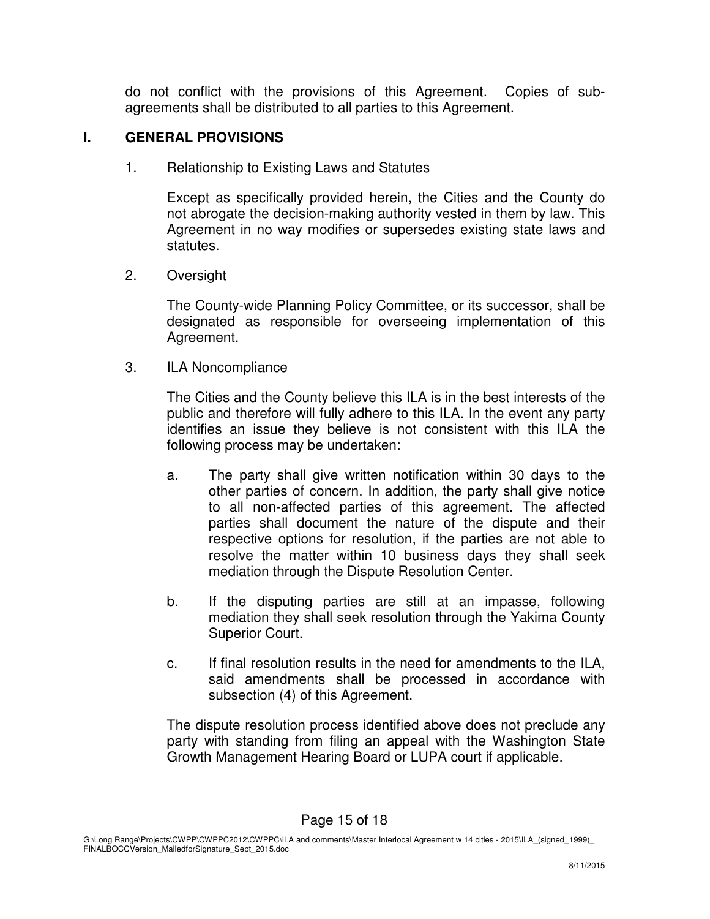do not conflict with the provisions of this Agreement. Copies of sub-agreements shall be distributed to all parties to this Agreement.

## I. GENERAL PROVISIONS

1. Relationship to Existing Laws and Statutes

   Except as specifically provided herein, the Cities and the County do not abrogate the decision-making authority vested in them by law. This Agreement in no way modifies or supersedes existing state laws and statutes.

2. Oversight

   The County-wide Planning Policy Committee, or its successor, shall be designated as responsible for overseeing implementation of this Agreement.

3. ILA Noncompliance

   The Cities and the County believe this ILA is in the best interests of the public and therefore will fully adhere to this ILA. In the event any party identifies an issue they believe is not consistent with this ILA the following process may be undertaken:

   a. The party shall give written notification within 30 days to the other parties of concern. In addition, the party shall give notice to all non-affected parties of this agreement. The affected parties shall document the nature of the dispute and their respective options for resolution, if the parties are not able to resolve the matter within 10 business days they shall seek mediation through the Dispute Resolution Center.

   b. If the disputing parties are still at an impasse, following mediation they shall seek resolution through the Yakima County Superior Court.

   c. If final resolution results in the need for amendments to the ILA, said amendments shall be processed in accordance with subsection (4) of this Agreement.

   The dispute resolution process identified above does not preclude any party with standing from filing an appeal with the Washington State Growth Management Hearing Board or LUPA court if applicable.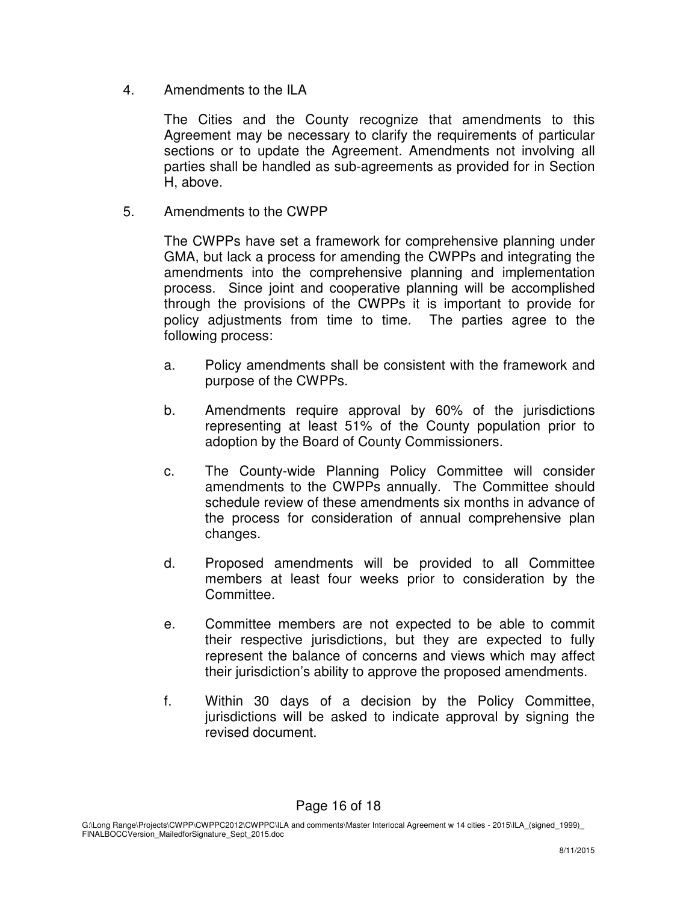4. Amendments to the ILA

   The Cities and the County recognize that amendments to this Agreement may be necessary to clarify the requirements of particular sections or to update the Agreement. Amendments not involving all parties shall be handled as sub-agreements as provided for in Section H, above.

5. Amendments to the CWPP

   The CWPPs have set a framework for comprehensive planning under GMA, but lack a process for amending the CWPPs and integrating the amendments into the comprehensive planning and implementation process. Since joint and cooperative planning will be accomplished through the provisions of the CWPPs it is important to provide for policy adjustments from time to time. The parties agree to the following process:

   a. Policy amendments shall be consistent with the framework and purpose of the CWPPs.

   b. Amendments require approval by 60% of the jurisdictions representing at least 51% of the County population prior to adoption by the Board of County Commissioners.

   c. The County-wide Planning Policy Committee will consider amendments to the CWPPs annually. The Committee should schedule review of these amendments six months in advance of the process for consideration of annual comprehensive plan changes.

   d. Proposed amendments will be provided to all Committee members at least four weeks prior to consideration by the Committee.

   e. Committee members are not expected to be able to commit their respective jurisdictions, but they are expected to fully represent the balance of concerns and views which may affect their jurisdiction's ability to approve the proposed amendments.

   f. Within 30 days of a decision by the Policy Committee, jurisdictions will be asked to indicate approval by signing the revised document.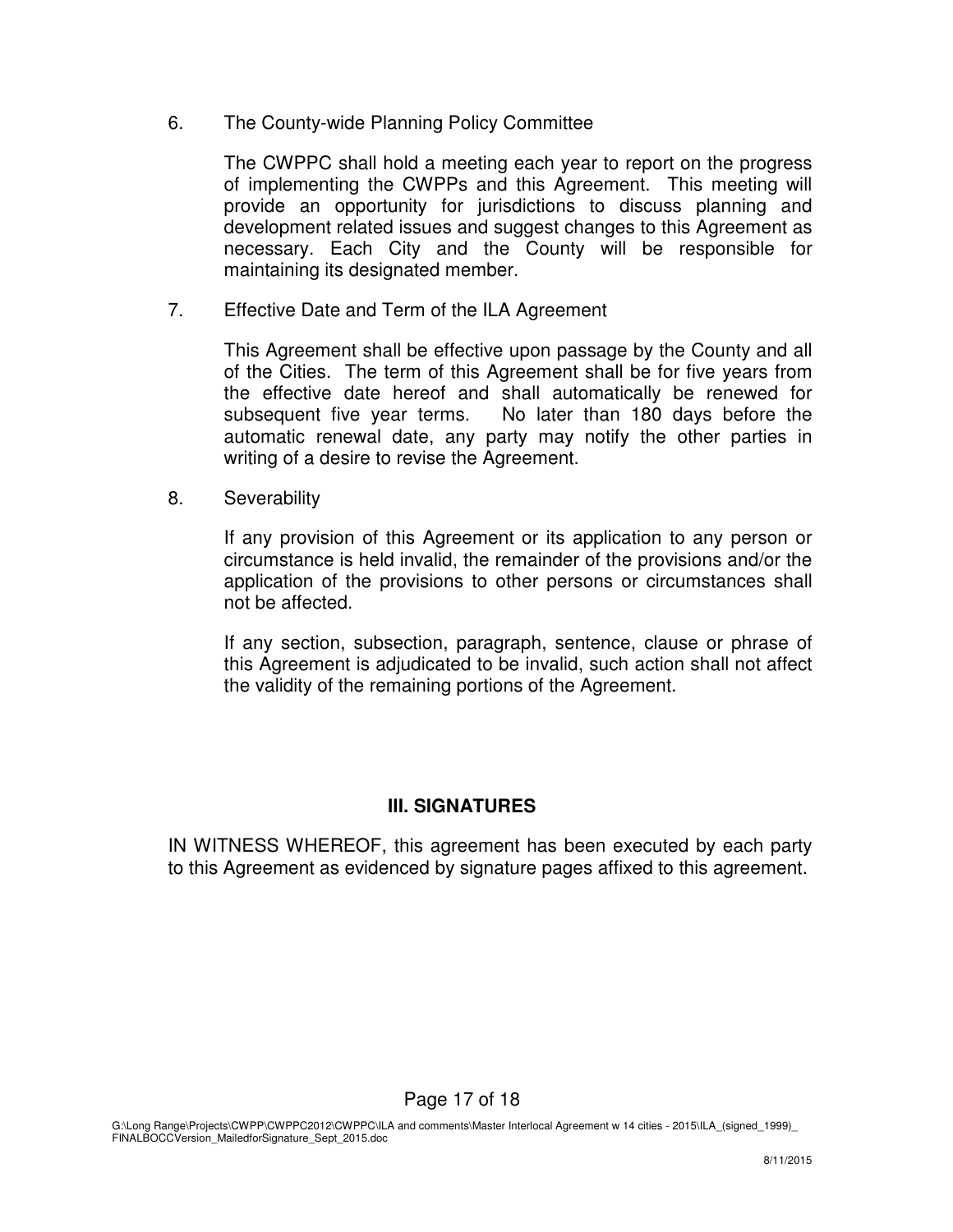6. The County-wide Planning Policy Committee

   The CWPPC shall hold a meeting each year to report on the progress of implementing the CWPPs and this Agreement. This meeting will provide an opportunity for jurisdictions to discuss planning and development related issues and suggest changes to this Agreement as necessary. Each City and the County will be responsible for maintaining its designated member.

7. Effective Date and Term of the ILA Agreement

   This Agreement shall be effective upon passage by the County and all of the Cities. The term of this Agreement shall be for five years from the effective date hereof and shall automatically be renewed for subsequent five year terms. No later than 180 days before the automatic renewal date, any party may notify the other parties in writing of a desire to revise the Agreement.

8. Severability

   If any provision of this Agreement or its application to any person or circumstance is held invalid, the remainder of the provisions and/or the application of the provisions to other persons or circumstances shall not be affected.

   If any section, subsection, paragraph, sentence, clause or phrase of this Agreement is adjudicated to be invalid, such action shall not affect the validity of the remaining portions of the Agreement.

## III. SIGNATURES

IN WITNESS WHEREOF, this agreement has been executed by each party to this Agreement as evidenced by signature pages affixed to this agreement.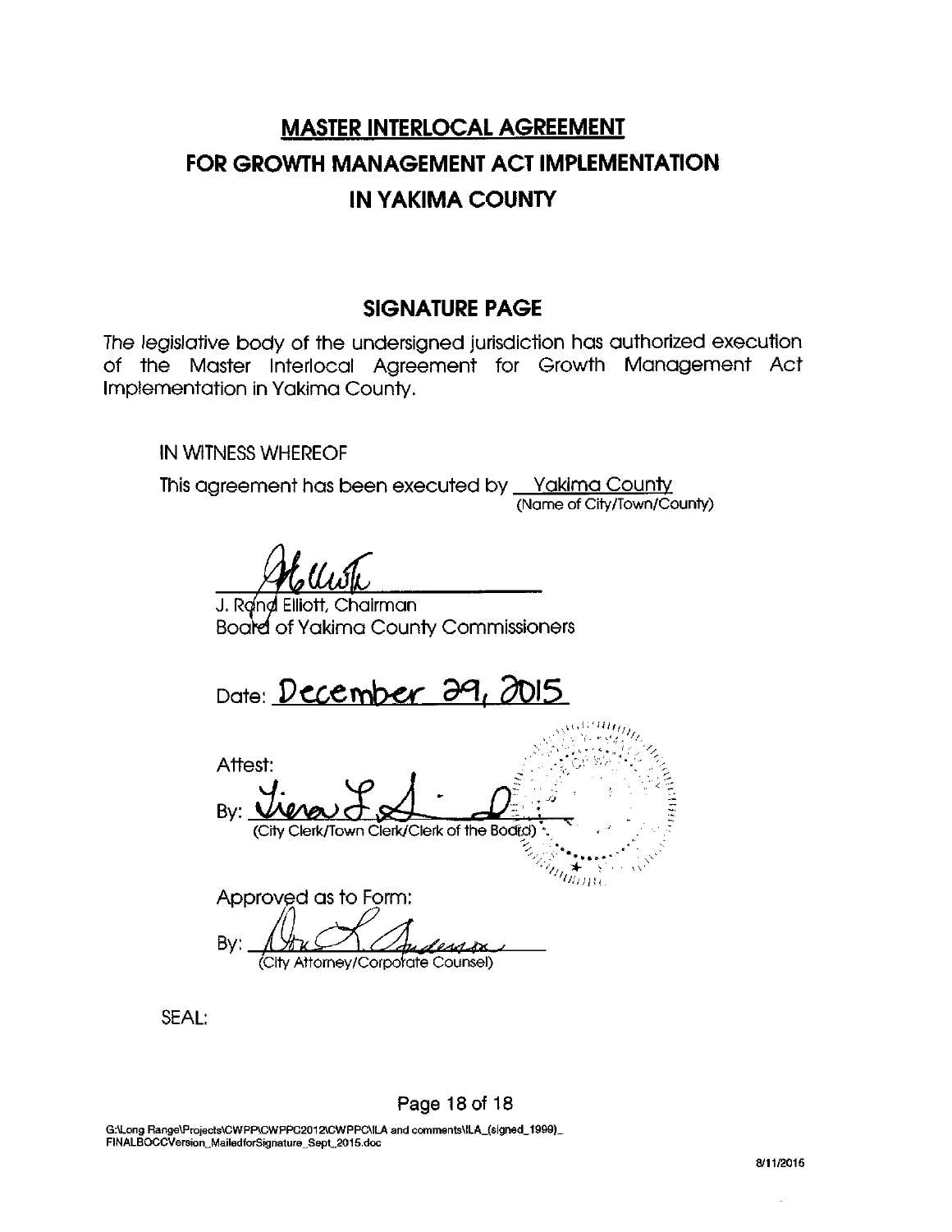# MASTER INTERLOCAL AGREEMENT
# FOR GROWTH MANAGEMENT ACT IMPLEMENTATION
# IN YAKIMA COUNTY

## SIGNATURE PAGE

*The legislative body of the undersigned jurisdiction has authorized execution of the Master Interlocal Agreement for Growth Management Act Implementation in Yakima County.*

IN WITNESS WHEREOF

This agreement has been executed by Yakima County
(Name of City/Town/County)

J. Rand Elliott, Chairman
Board of Yakima County Commissioners

Date: December 29, 2015

Attest:

By: ______________________
(City Clerk/Town Clerk/Clerk of the Board)

Approved as to Form:

By: ______________________
(City Attorney/Corporate Counsel)

SEAL:

G:\Long Range\Projects\CWPP\CWPPC2012\CWPPC\ILA and comments\ILA_(signed_1999)_FINALBOCCVersion_MailedforSignature_Sept_2015.doc

8/11/2015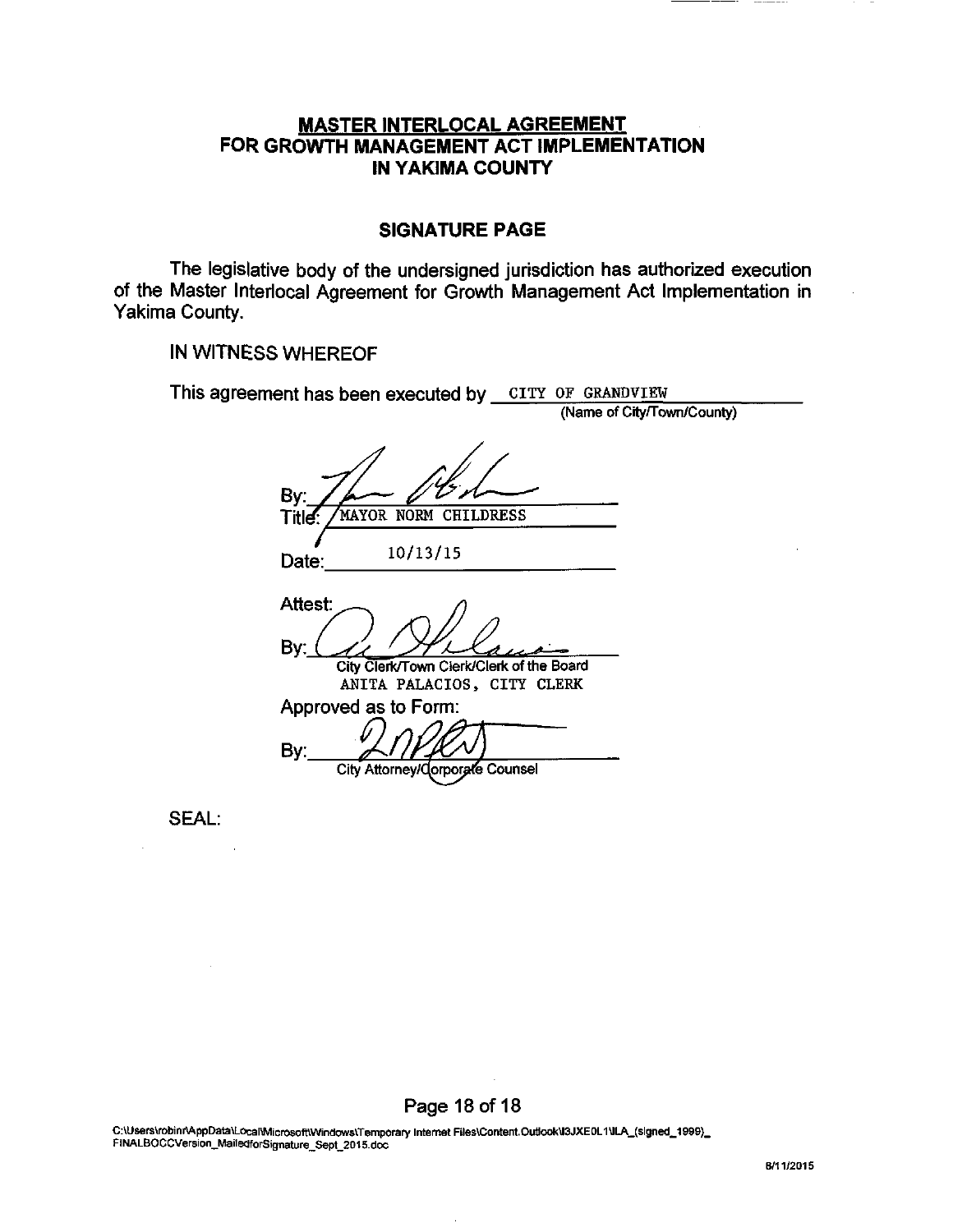## MASTER INTERLOCAL AGREEMENT
## FOR GROWTH MANAGEMENT ACT IMPLEMENTATION
## IN YAKIMA COUNTY

### SIGNATURE PAGE

The legislative body of the undersigned jurisdiction has authorized execution of the Master Interlocal Agreement for Growth Management Act Implementation in Yakima County.

IN WITNESS WHEREOF

This agreement has been executed by CITY OF GRANDVIEW
(Name of City/Town/County)

By: ______________________

Title: MAYOR NORM CHILDRESS

Date: 10/13/15

Attest:

By: ______________________
City Clerk/Town Clerk/Clerk of the Board
ANITA PALACIOS, CITY CLERK

Approved as to Form:

By: ______________________
City Attorney/Corporate Counsel

SEAL:

C:\Users\robinr\AppData\Local\Microsoft\Windows\Temporary Internet Files\Content.Outlook\I3JXE0L1\ILA_(signed_1999)_FINALBOCCVersion_MailedforSignature_Sept_2015.doc

8/11/2015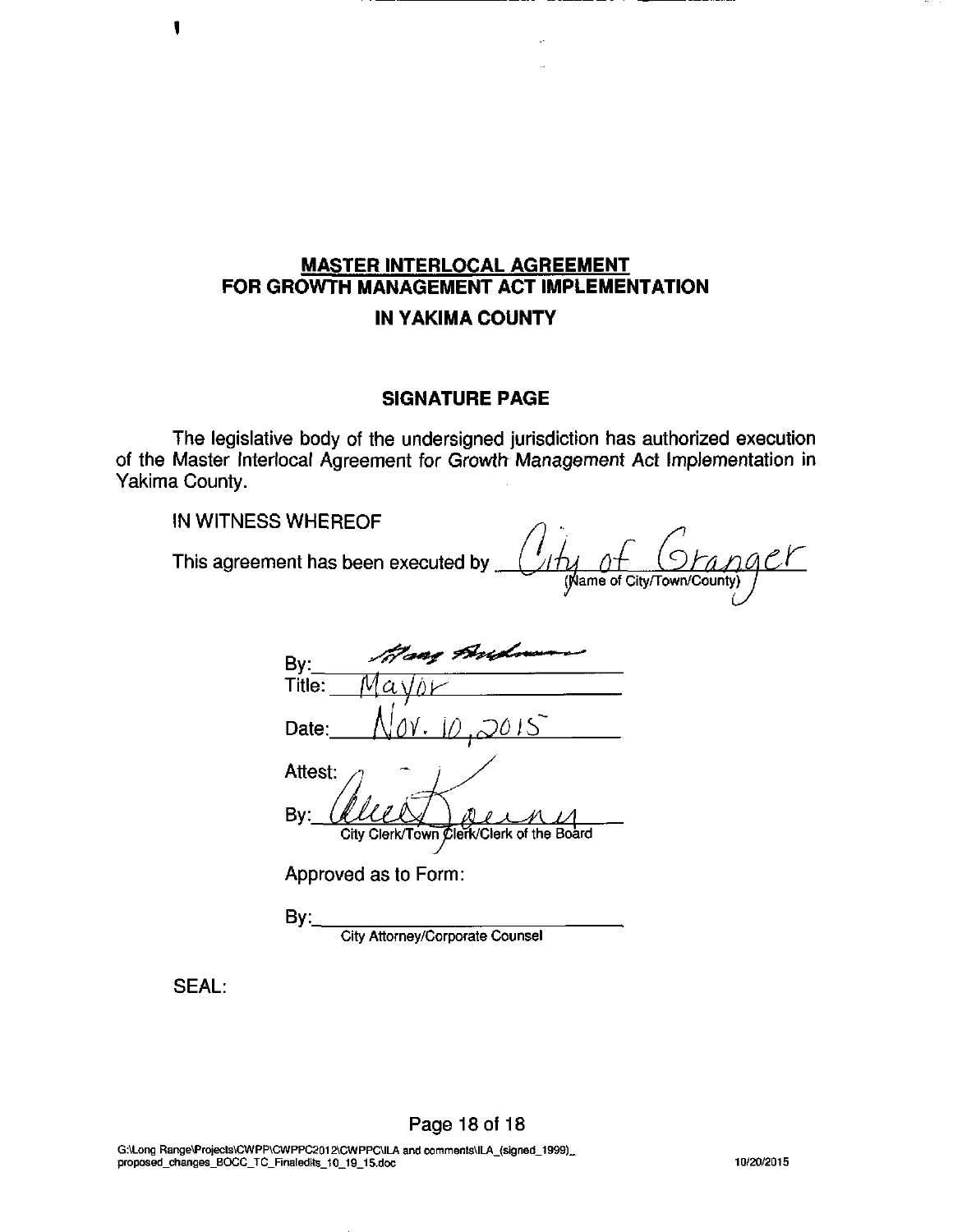**MASTER INTERLOCAL AGREEMENT**
**FOR GROWTH MANAGEMENT ACT IMPLEMENTATION**
**IN YAKIMA COUNTY**

**SIGNATURE PAGE**

The legislative body of the undersigned jurisdiction has authorized execution of the Master Interlocal Agreement for Growth Management Act Implementation in Yakima County.

IN WITNESS WHEREOF

This agreement has been executed by City of Granger
(Name of City/Town/County)

By: [signature]
Title: Mayor
Date: Nov. 10, 2015

Attest:
By: [signature]
City Clerk/Town Clerk/Clerk of the Board

Approved as to Form:

By:_______________________________
City Attorney/Corporate Counsel

SEAL:

G:\Long Range\Projects\CWPP\CWPPC2012\CWPPC\ILA and comments\ILA_(signed_1999)_proposed_changes_BOCC_TC_Finaledits_10_19_15.doc

10/20/2015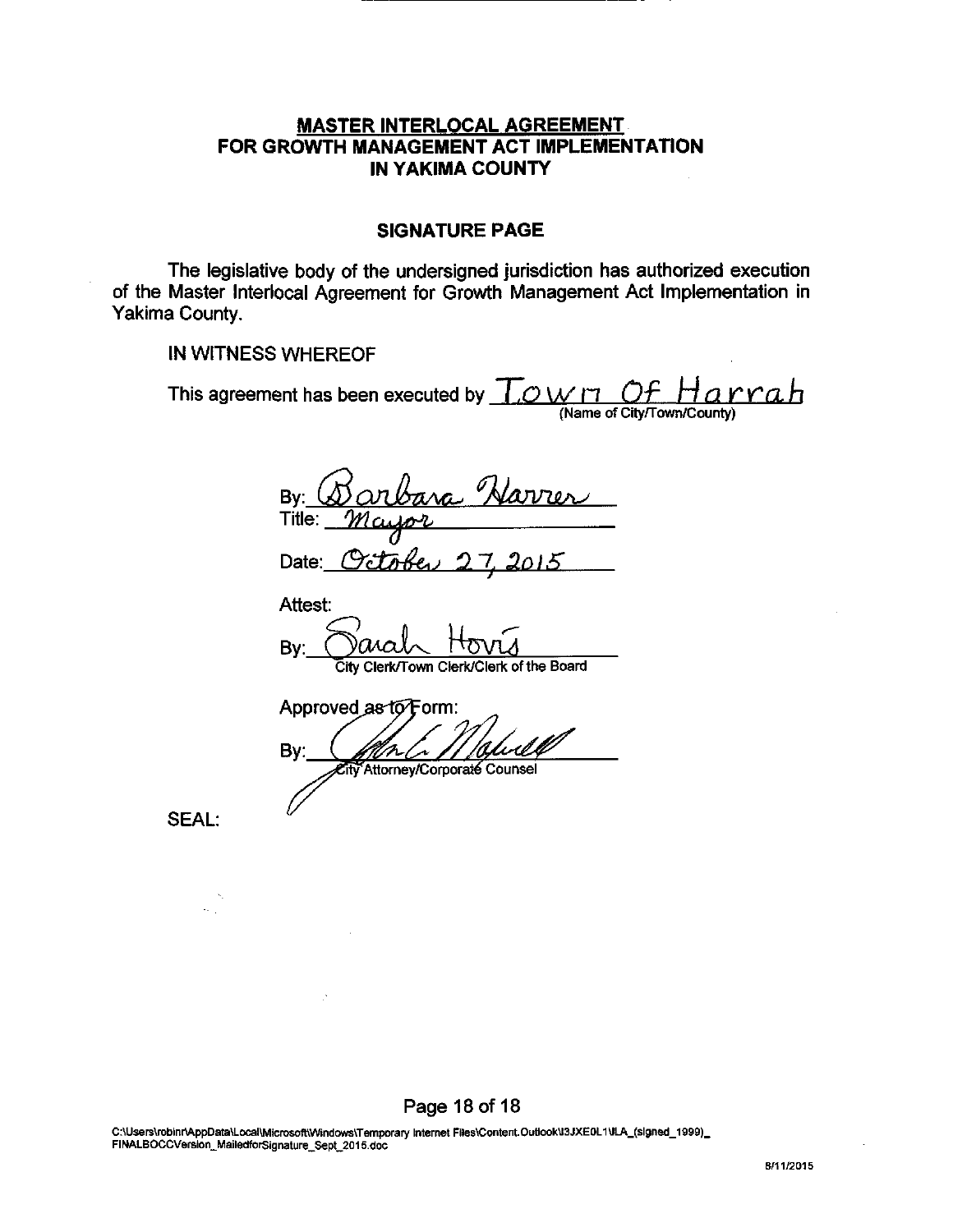**MASTER INTERLOCAL AGREEMENT**
**FOR GROWTH MANAGEMENT ACT IMPLEMENTATION**
**IN YAKIMA COUNTY**

**SIGNATURE PAGE**

The legislative body of the undersigned jurisdiction has authorized execution of the Master Interlocal Agreement for Growth Management Act Implementation in Yakima County.

IN WITNESS WHEREOF

This agreement has been executed by Town Of Harrah
(Name of City/Town/County)

By: Barbara Harrer
Title: Mayor
Date: October 27, 2015

Attest:

By: Sarah Hovis
City Clerk/Town Clerk/Clerk of the Board

Approved as to Form:

By: [signature]
City Attorney/Corporate Counsel

SEAL:

C:\Users\robinr\AppData\Local\Microsoft\Windows\Temporary Internet Files\Content.Outlook\I3JXE0L1\ILA_(signed_1999)_FINALBOCCVersion_MailedforSignature_Sept_2015.doc

8/11/2015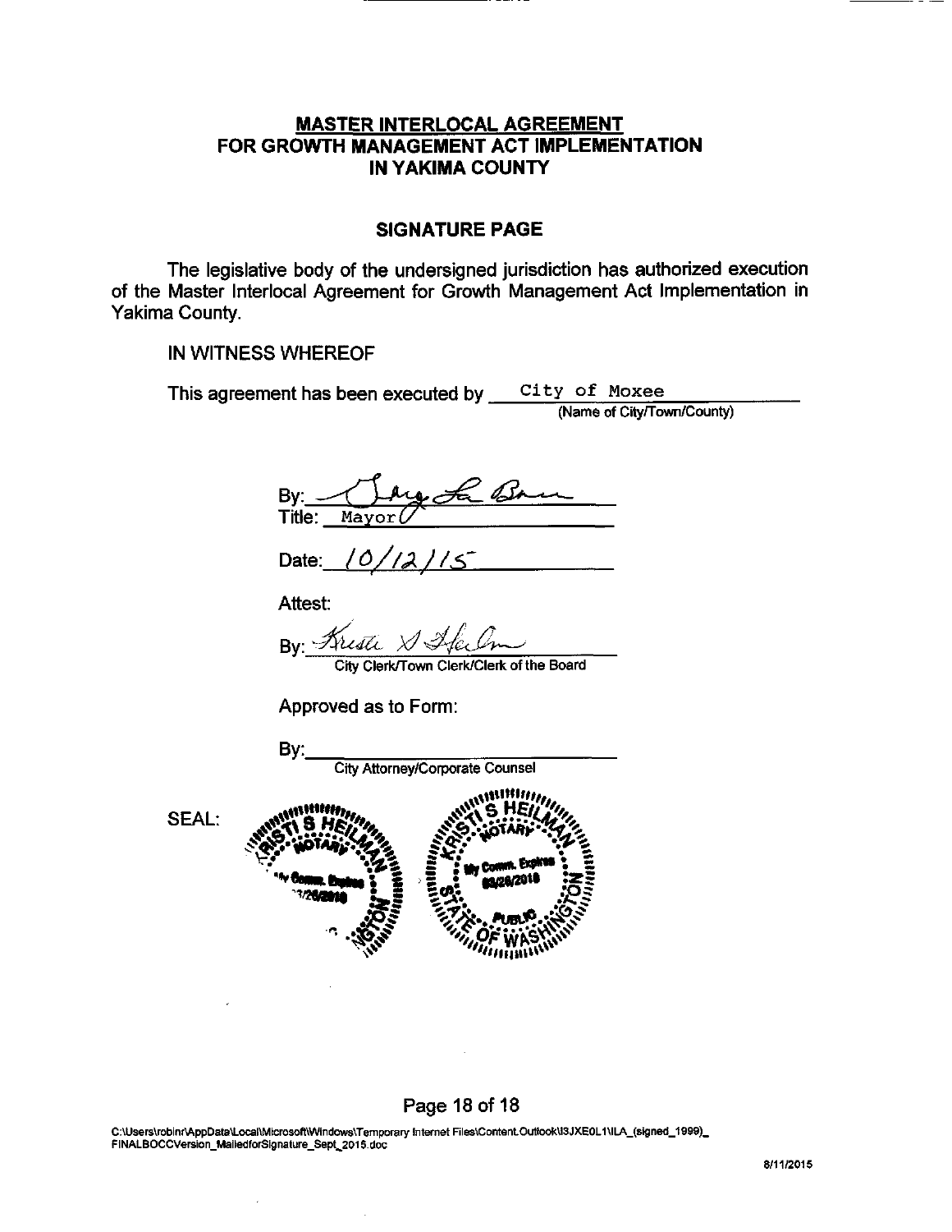# MASTER INTERLOCAL AGREEMENT FOR GROWTH MANAGEMENT ACT IMPLEMENTATION IN YAKIMA COUNTY

## SIGNATURE PAGE

The legislative body of the undersigned jurisdiction has authorized execution of the Master Interlocal Agreement for Growth Management Act Implementation in Yakima County.

IN WITNESS WHEREOF

This agreement has been executed by City of Moxee
(Name of City/Town/County)

By: [signature]
Title: Mayor

Date: 10/12/15

Attest:

By: [signature]
City Clerk/Town Clerk/Clerk of the Board

Approved as to Form:

By: ______________________
City Attorney/Corporate Counsel

SEAL: KRISTI S HEILMAN NOTARY PUBLIC STATE OF WASHINGTON My Comm. Expires 03/26/2018

C:\Users\robinr\AppData\Local\Microsoft\Windows\Temporary Internet Files\Content.Outlook\I3JXE0L1\ILA_(signed_1999)_FINALBOCCVersion_MailedforSignature_Sept_2015.doc

8/11/2015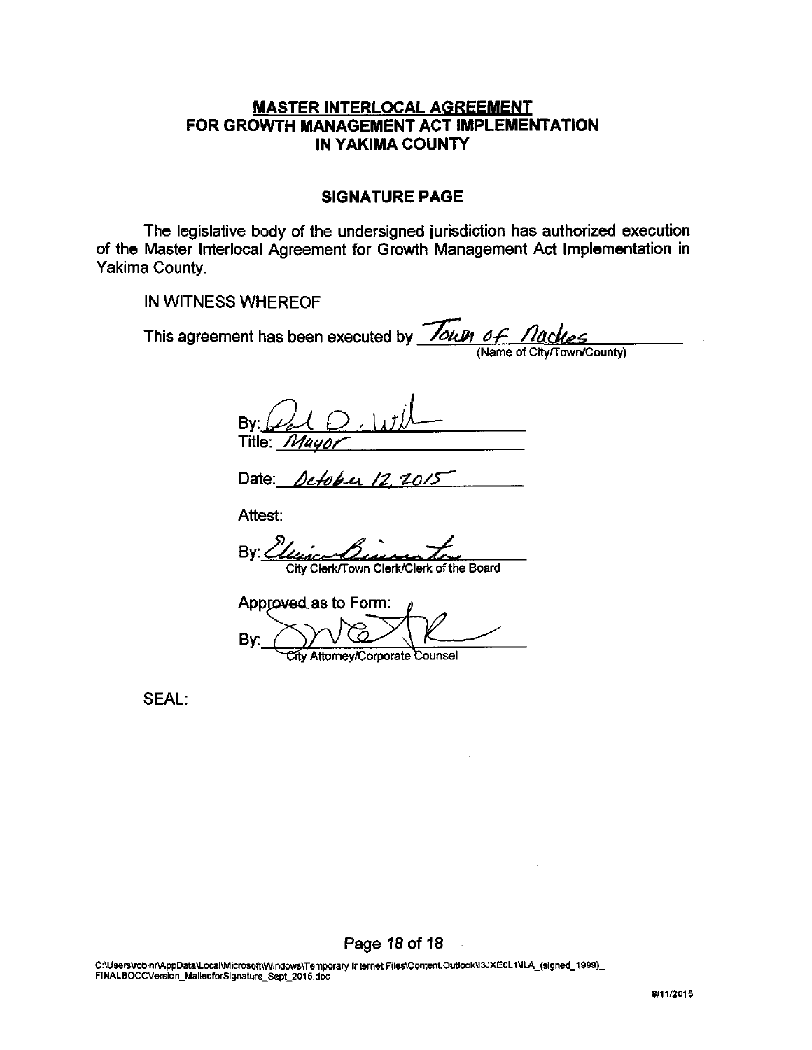**MASTER INTERLOCAL AGREEMENT**
**FOR GROWTH MANAGEMENT ACT IMPLEMENTATION**
**IN YAKIMA COUNTY**

**SIGNATURE PAGE**

The legislative body of the undersigned jurisdiction has authorized execution of the Master Interlocal Agreement for Growth Management Act Implementation in Yakima County.

IN WITNESS WHEREOF

This agreement has been executed by *Town of Naches*
(Name of City/Town/County)

By: *[signature]*
Title: *Mayor*

Date: *October 12, 2015*

Attest:

By: *[signature]*
City Clerk/Town Clerk/Clerk of the Board

Approved as to Form:

By: *[signature]*
City Attorney/Corporate Counsel

SEAL:

C:\Users\robinr\AppData\Local\Microsoft\Windows\Temporary Internet Files\Content.Outlook\I3JXE0L1\ILA_(signed_1999)_FINALBOCCVersion_MailedforSignature_Sept_2015.doc

8/11/2015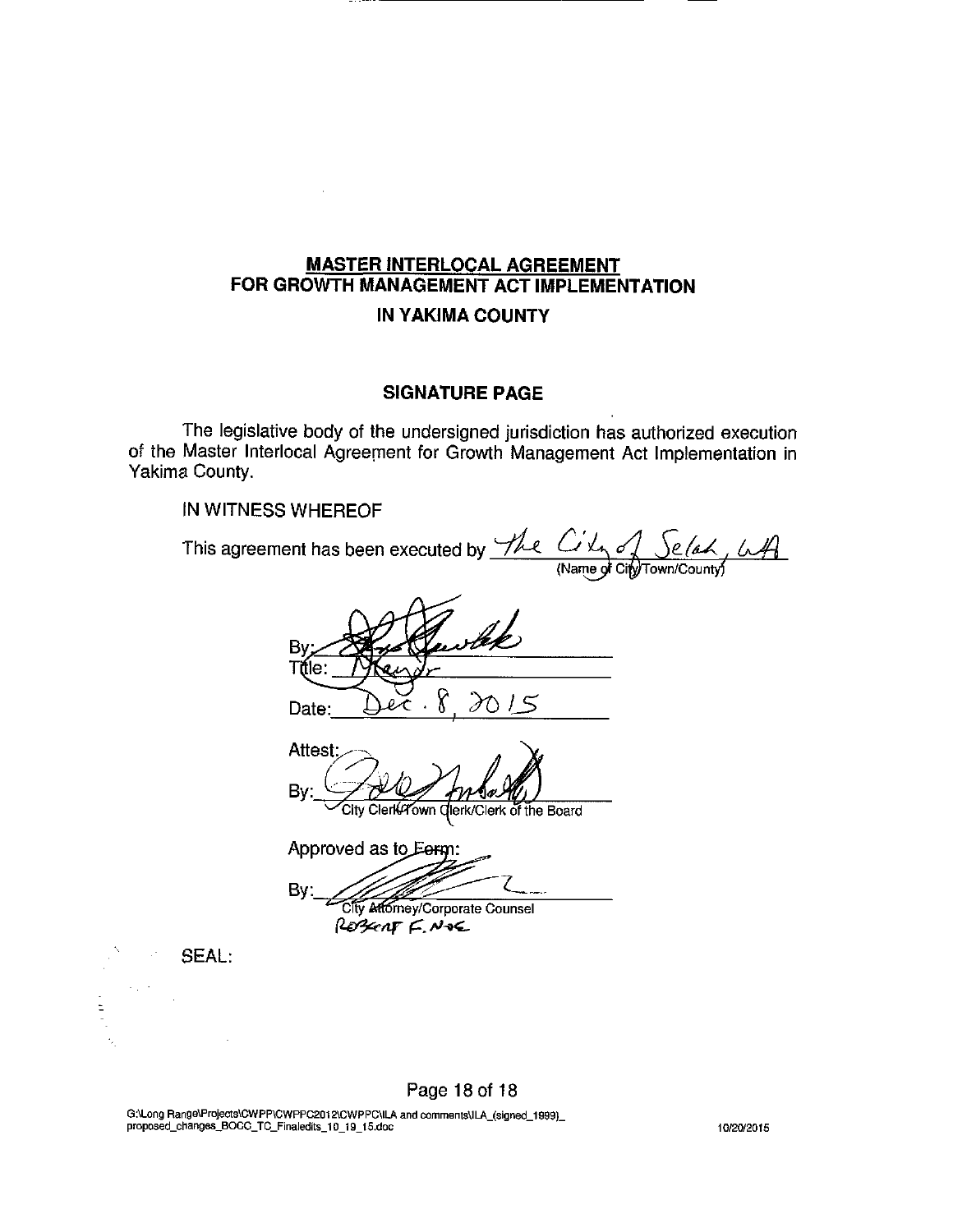**MASTER INTERLOCAL AGREEMENT**
**FOR GROWTH MANAGEMENT ACT IMPLEMENTATION**
**IN YAKIMA COUNTY**

**SIGNATURE PAGE**

The legislative body of the undersigned jurisdiction has authorized execution of the Master Interlocal Agreement for Growth Management Act Implementation in Yakima County.

IN WITNESS WHEREOF

This agreement has been executed by The City of Selah, WA
(Name of City/Town/County)

By: _______________
Title: Mayor
Date: Dec. 8, 2015

Attest:
By: _______________
City Clerk/Town Clerk/Clerk of the Board

Approved as to Form:
By: _______________
City Attorney/Corporate Counsel
Robert F. Noe

SEAL:

G:\Long Range\Projects\CWPP\CWPPC2012\CWPPC\ILA and comments\ILA_(signed_1999)_proposed_changes_BOCC_TC_Finaledits_10_19_15.doc 10/20/2015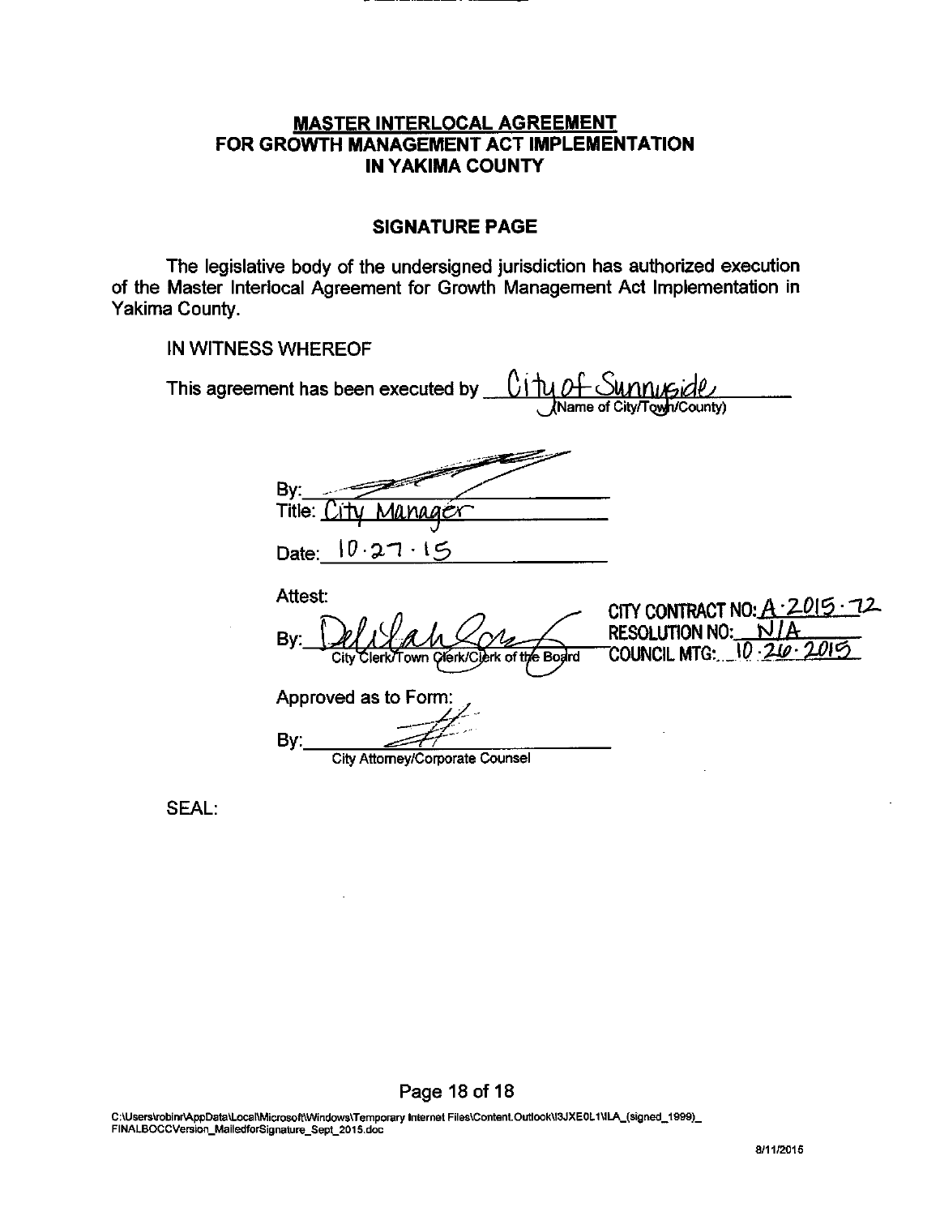**MASTER INTERLOCAL AGREEMENT**
**FOR GROWTH MANAGEMENT ACT IMPLEMENTATION**
**IN YAKIMA COUNTY**

**SIGNATURE PAGE**

The legislative body of the undersigned jurisdiction has authorized execution of the Master Interlocal Agreement for Growth Management Act Implementation in Yakima County.

IN WITNESS WHEREOF

This agreement has been executed by City of Sunnyside
(Name of City/Town/County)

By: ____________________

Title: City Manager

Date: 10.27.15

Attest:

By: Delilah Cox
City Clerk/Town Clerk/Clerk of the Board

CITY CONTRACT NO: A-2015-72
RESOLUTION NO: N/A
COUNCIL MTG: 10.26.2015

Approved as to Form:

By: ____________________
City Attorney/Corporate Counsel

SEAL:

C:\Users\robinr\AppData\Local\Microsoft\Windows\Temporary Internet Files\Content.Outlook\I3JXE0L1\ILA_(signed_1999)_FINALBOCCVersion_MailedforSignature_Sept_2015.doc

8/11/2015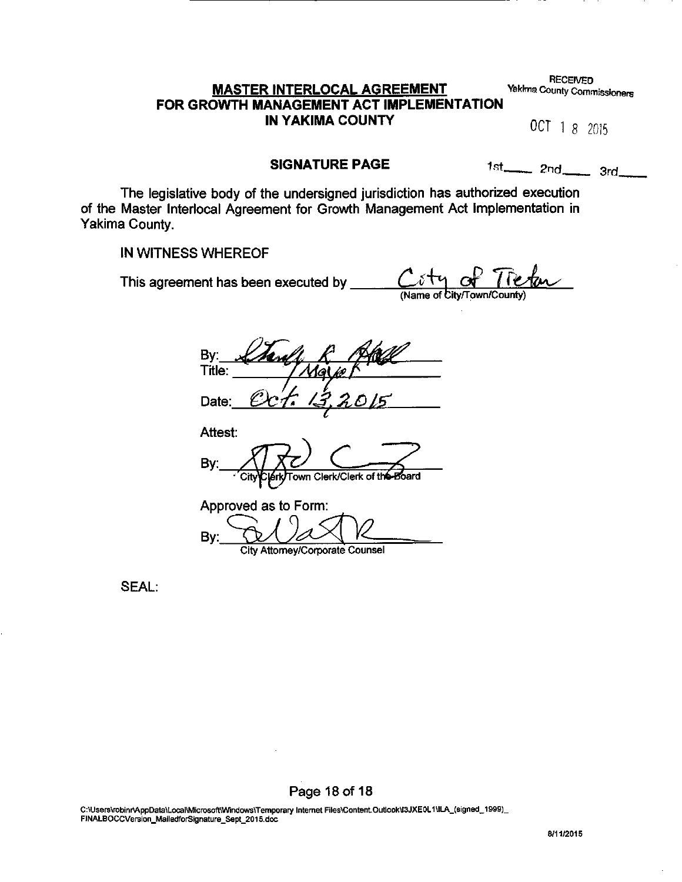**MASTER INTERLOCAL AGREEMENT**
**FOR GROWTH MANAGEMENT ACT IMPLEMENTATION**
**IN YAKIMA COUNTY**

RECEIVED
Yakima County Commissioners
OCT 18 2015

**SIGNATURE PAGE**

1st\_\_\_\_ 2nd\_\_\_\_ 3rd\_\_\_\_

The legislative body of the undersigned jurisdiction has authorized execution of the Master Interlocal Agreement for Growth Management Act Implementation in Yakima County.

IN WITNESS WHEREOF

This agreement has been executed by City of Tieton
(Name of City/Town/County)

By: [signature]
Title: Mayor
Date: Oct. 13, 2015

Attest:

By: [signature]
City Clerk/Town Clerk/Clerk of the Board

Approved as to Form:

By: [signature]
City Attorney/Corporate Counsel

SEAL:

C:\Users\robinr\AppData\Local\Microsoft\Windows\Temporary Internet Files\Content.Outlook\I3JXE0L1\ILA_(signed_1999)_FINALBOCCVersion_MailedforSignature_Sept_2015.doc

8/11/2015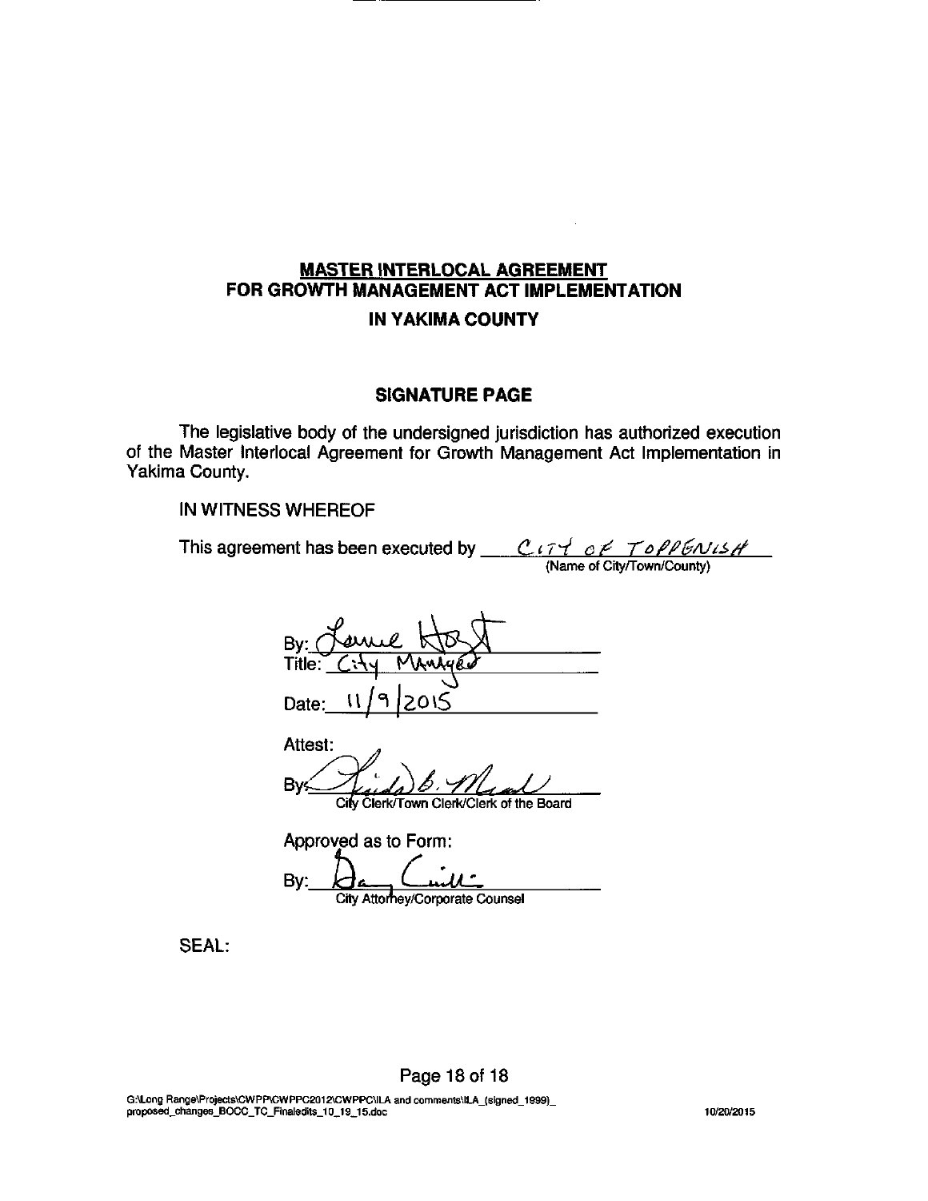**MASTER INTERLOCAL AGREEMENT**
**FOR GROWTH MANAGEMENT ACT IMPLEMENTATION**
**IN YAKIMA COUNTY**

**SIGNATURE PAGE**

The legislative body of the undersigned jurisdiction has authorized execution of the Master Interlocal Agreement for Growth Management Act Implementation in Yakima County.

IN WITNESS WHEREOF

This agreement has been executed by CITY OF TOPPENISH
(Name of City/Town/County)

By: Lance Hoyt
Title: City Manager
Date: 11/9/2015

Attest:

By: Linda B. Mead
City Clerk/Town Clerk/Clerk of the Board

Approved as to Form:

By: Dan Lund
City Attorney/Corporate Counsel

SEAL:

G:\Long Range\Projects\CWPP\CWPPC2012\CWPPC\ILA and comments\ILA_(signed_1999)_proposed_changes_BOCC_TC_Finaledits_10_19_15.doc 10/20/2015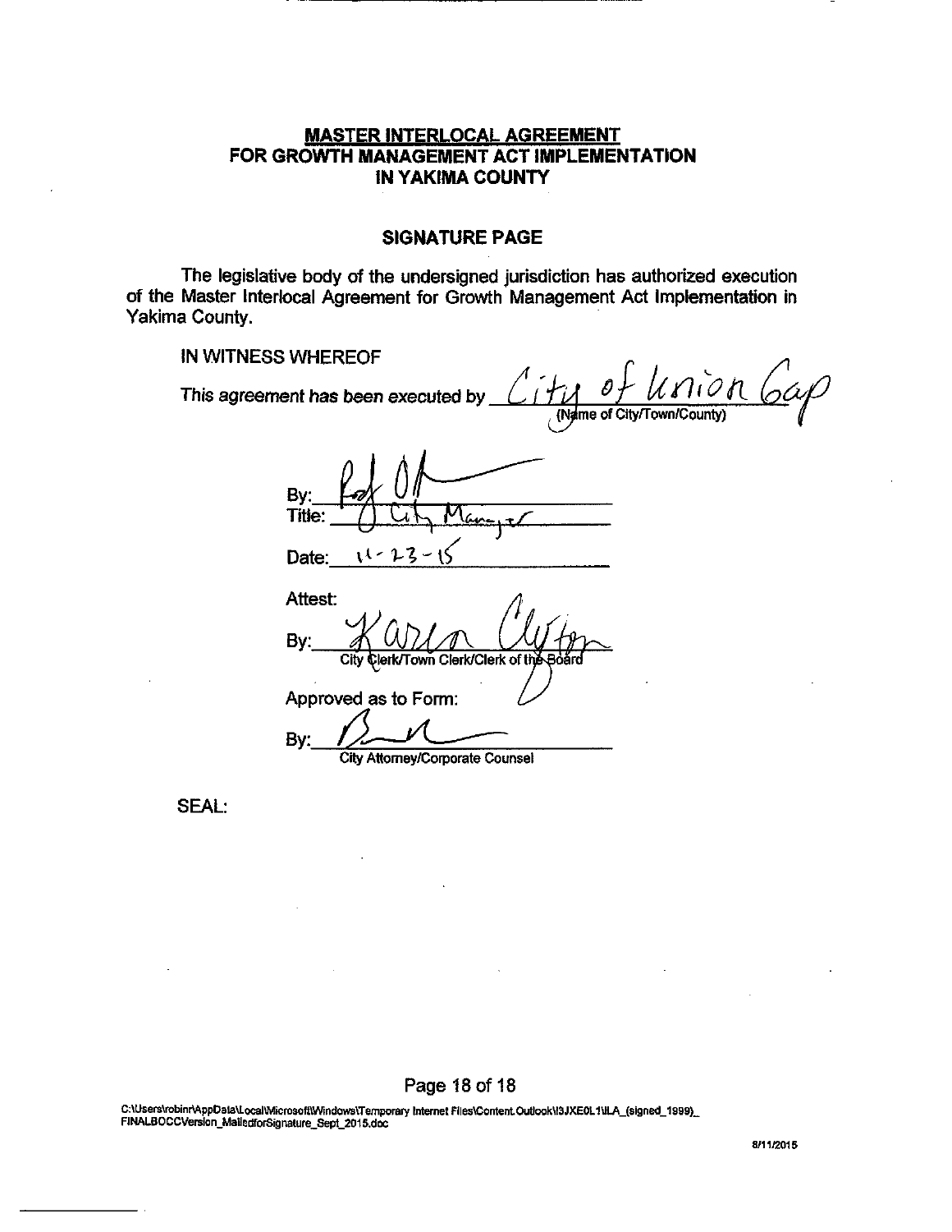**MASTER INTERLOCAL AGREEMENT**
**FOR GROWTH MANAGEMENT ACT IMPLEMENTATION**
**IN YAKIMA COUNTY**

**SIGNATURE PAGE**

The legislative body of the undersigned jurisdiction has authorized execution of the Master Interlocal Agreement for Growth Management Act Implementation in Yakima County.

IN WITNESS WHEREOF

This agreement has been executed by City of Union Gap
(Name of City/Town/County)

By: ______________________

Title: City Manager

Date: 11-23-15

Attest:

By: Karen Clifton
City Clerk/Town Clerk/Clerk of the Board

Approved as to Form:

By: ______________________
City Attorney/Corporate Counsel

SEAL:

C:\Users\robinr\AppData\Local\Microsoft\Windows\Temporary Internet Files\Content.Outlook\I3JXE0L1\ILA_(signed_1999)_FINALBOCCVersion_MailedforSignature_Sept_2015.doc

8/11/2015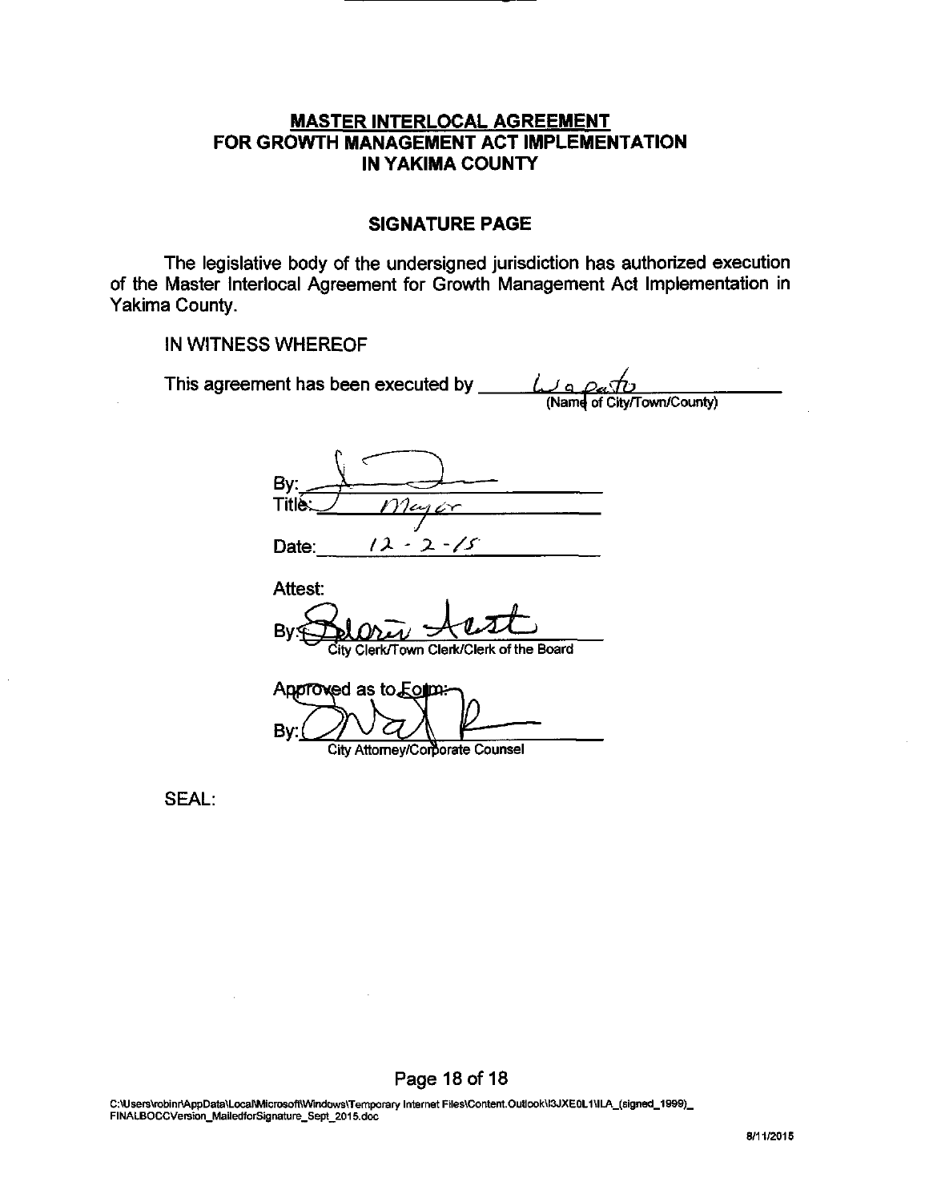**MASTER INTERLOCAL AGREEMENT**
**FOR GROWTH MANAGEMENT ACT IMPLEMENTATION**
**IN YAKIMA COUNTY**

**SIGNATURE PAGE**

The legislative body of the undersigned jurisdiction has authorized execution of the Master Interlocal Agreement for Growth Management Act Implementation in Yakima County.

IN WITNESS WHEREOF

This agreement has been executed by Wapato
(Name of City/Town/County)

By: ____________________
Title: Mayor

Date: 12-2-15

Attest:

By: ____________________
City Clerk/Town Clerk/Clerk of the Board

Approved as to Form:

By: ____________________
City Attorney/Corporate Counsel

SEAL:

C:\Users\robinr\AppData\Local\Microsoft\Windows\Temporary Internet Files\Content.Outlook\I3JXE0L1\ILA_(signed_1999)_FINALBOCCVersion_MailedforSignature_Sept_2015.doc

8/11/2015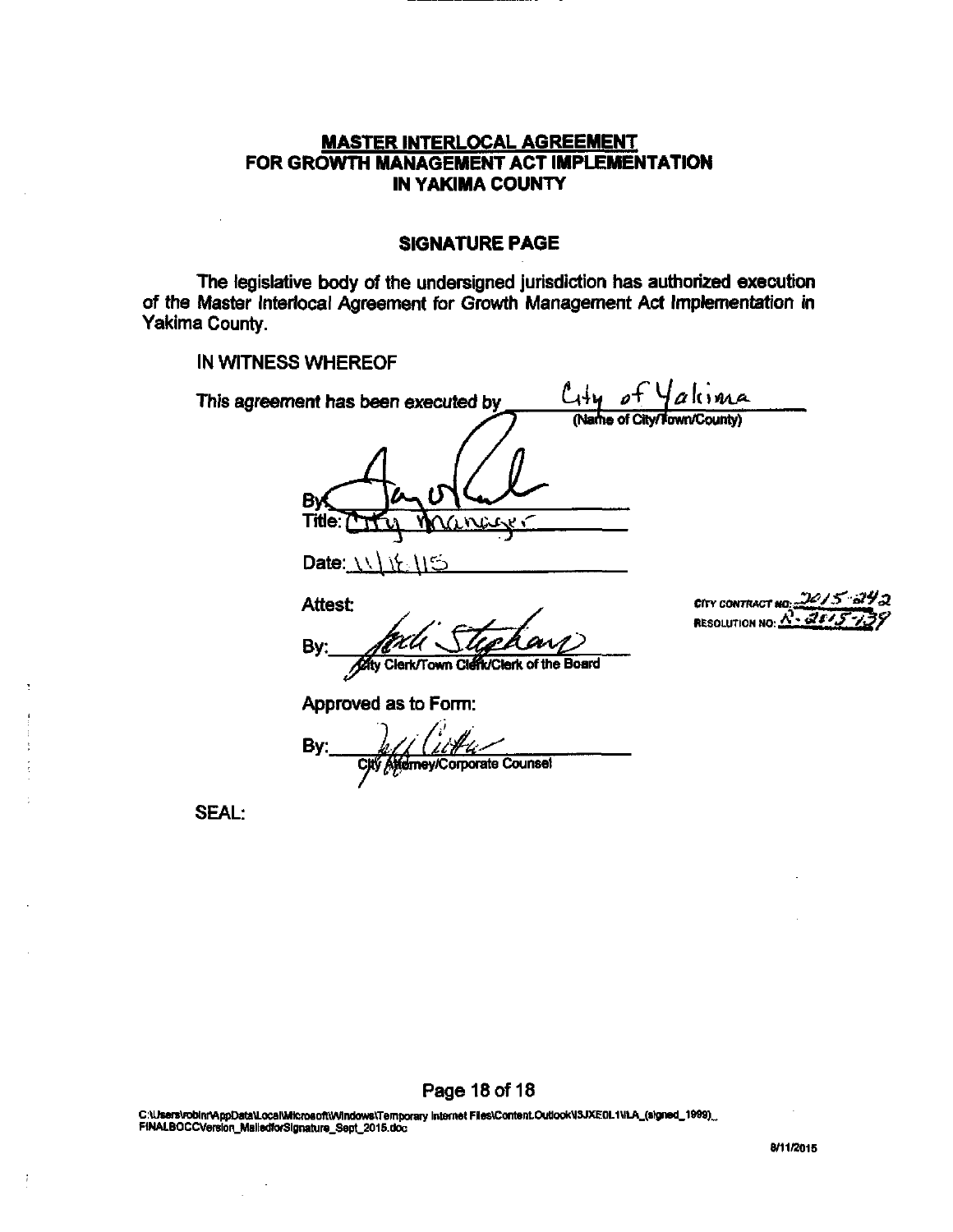**MASTER INTERLOCAL AGREEMENT**
**FOR GROWTH MANAGEMENT ACT IMPLEMENTATION**
**IN YAKIMA COUNTY**

**SIGNATURE PAGE**

The legislative body of the undersigned jurisdiction has authorized execution of the Master Interlocal Agreement for Growth Management Act Implementation in Yakima County.

IN WITNESS WHEREOF

This agreement has been executed by City of Yakima
(Name of City/Town/County)

By: [signature]
Title: City Manager

Date: 11/16/15

Attest:

By: [signature]
City Clerk/Town Clerk/Clerk of the Board

CITY CONTRACT NO: 2015-242
RESOLUTION NO: R-2015-139

Approved as to Form:

By: [signature]
City Attorney/Corporate Counsel

SEAL:

C:\Users\robinr\AppData\Local\Microsoft\Windows\Temporary Internet Files\Content.Outlook\3JXE0L1\ILA_(signed_1999)_FINALBOCCVersion_MailedforSignature_Sept_2015.doc

8/11/2015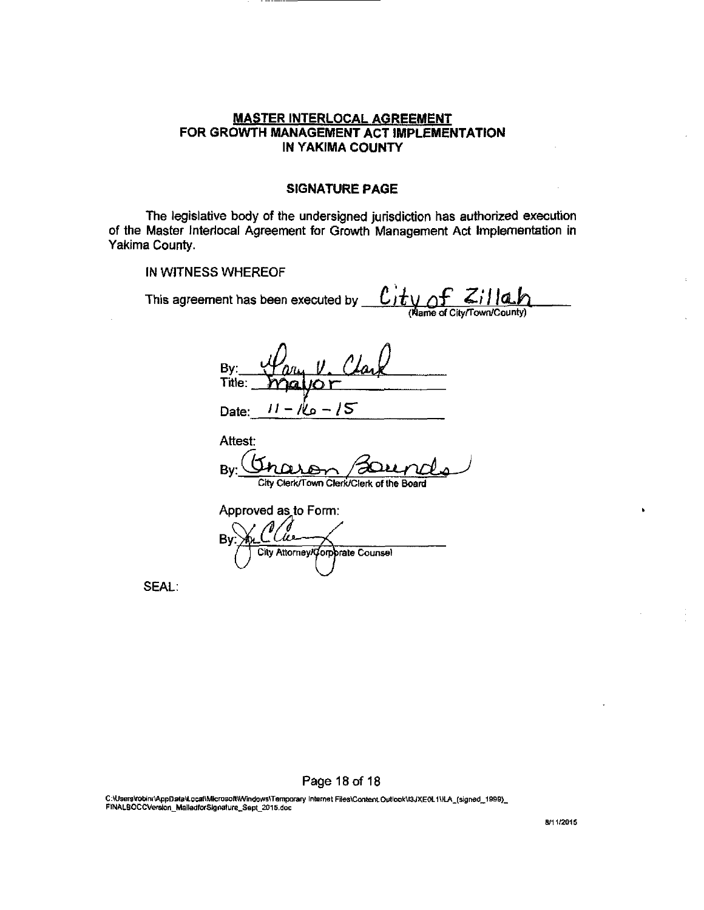**MASTER INTERLOCAL AGREEMENT**
**FOR GROWTH MANAGEMENT ACT IMPLEMENTATION**
**IN YAKIMA COUNTY**

**SIGNATURE PAGE**

The legislative body of the undersigned jurisdiction has authorized execution of the Master Interlocal Agreement for Growth Management Act Implementation in Yakima County.

IN WITNESS WHEREOF

This agreement has been executed by City of Zillah
(Name of City/Town/County)

By: Gary V. Clark
Title: Mayor

Date: 11-16-15

Attest:

By: Sharon Bounds
City Clerk/Town Clerk/Clerk of the Board

Approved as to Form:

By: [signature]
City Attorney/Corporate Counsel

SEAL:

C:\Users\robinr\AppData\Local\Microsoft\Windows\Temporary Internet Files\Content.Outlook\I3JXE0L1\ILA_(signed_1999)_FINALBOCCVersion_MailedforSignature_Sept_2015.doc

8/11/2015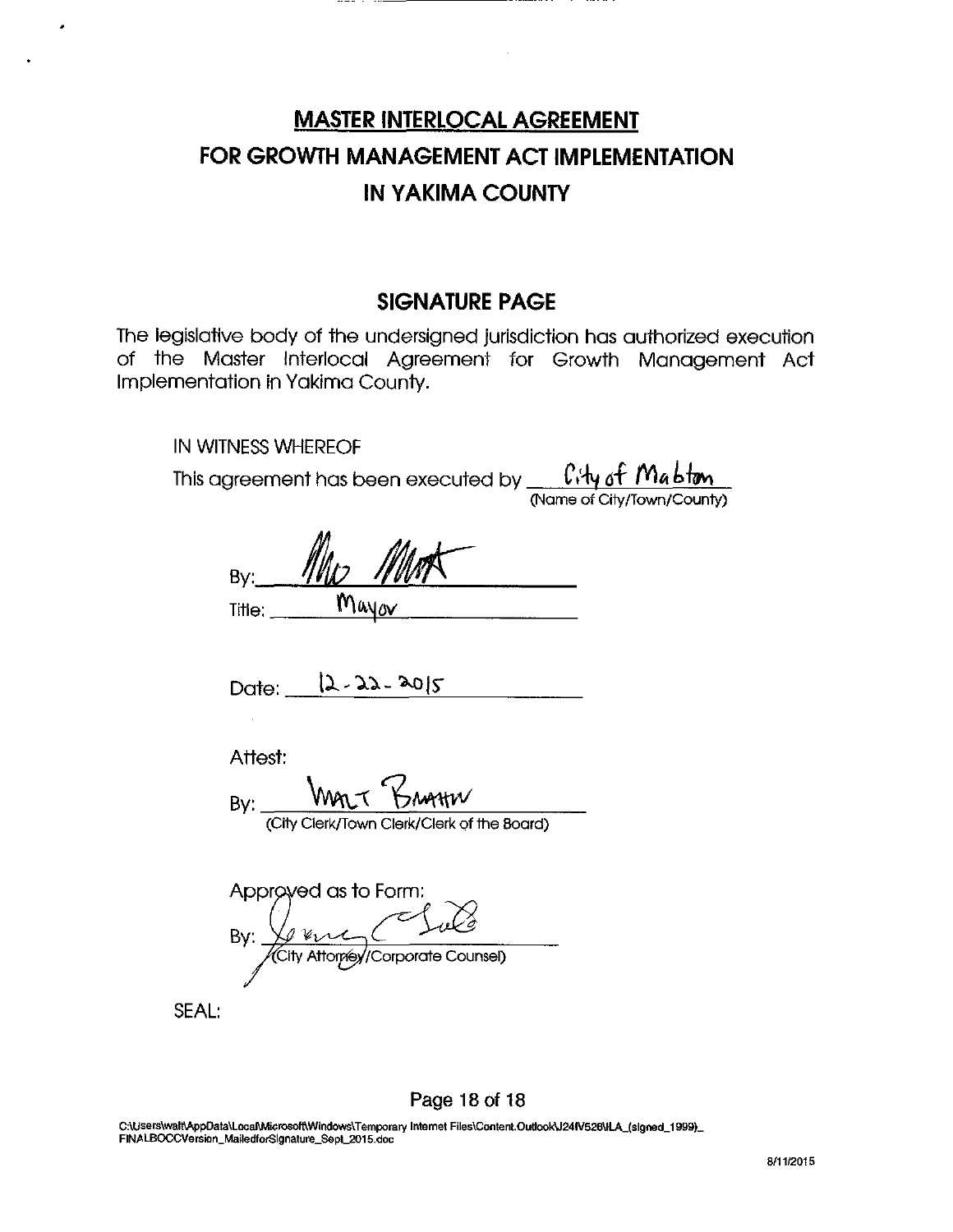# MASTER INTERLOCAL AGREEMENT
# FOR GROWTH MANAGEMENT ACT IMPLEMENTATION
# IN YAKIMA COUNTY

## SIGNATURE PAGE

The legislative body of the undersigned jurisdiction has authorized execution of the Master Interlocal Agreement for Growth Management Act Implementation in Yakima County.

IN WITNESS WHEREOF

This agreement has been executed by City of Mabton
(Name of City/Town/County)

By: [signature]

Title: Mayor

Date: 12-22-2015

Attest:

By: Walt Brattin
(City Clerk/Town Clerk/Clerk of the Board)

Approved as to Form:

By: [signature]
(City Attorney/Corporate Counsel)

SEAL:

C:\Users\walt\AppData\Local\Microsoft\Windows\Temporary Internet Files\Content.Outlook\J24IV526\ILA_(signed_1999)_FINALBOCCVersion_MailedforSignature_Sept_2015.doc

8/11/2015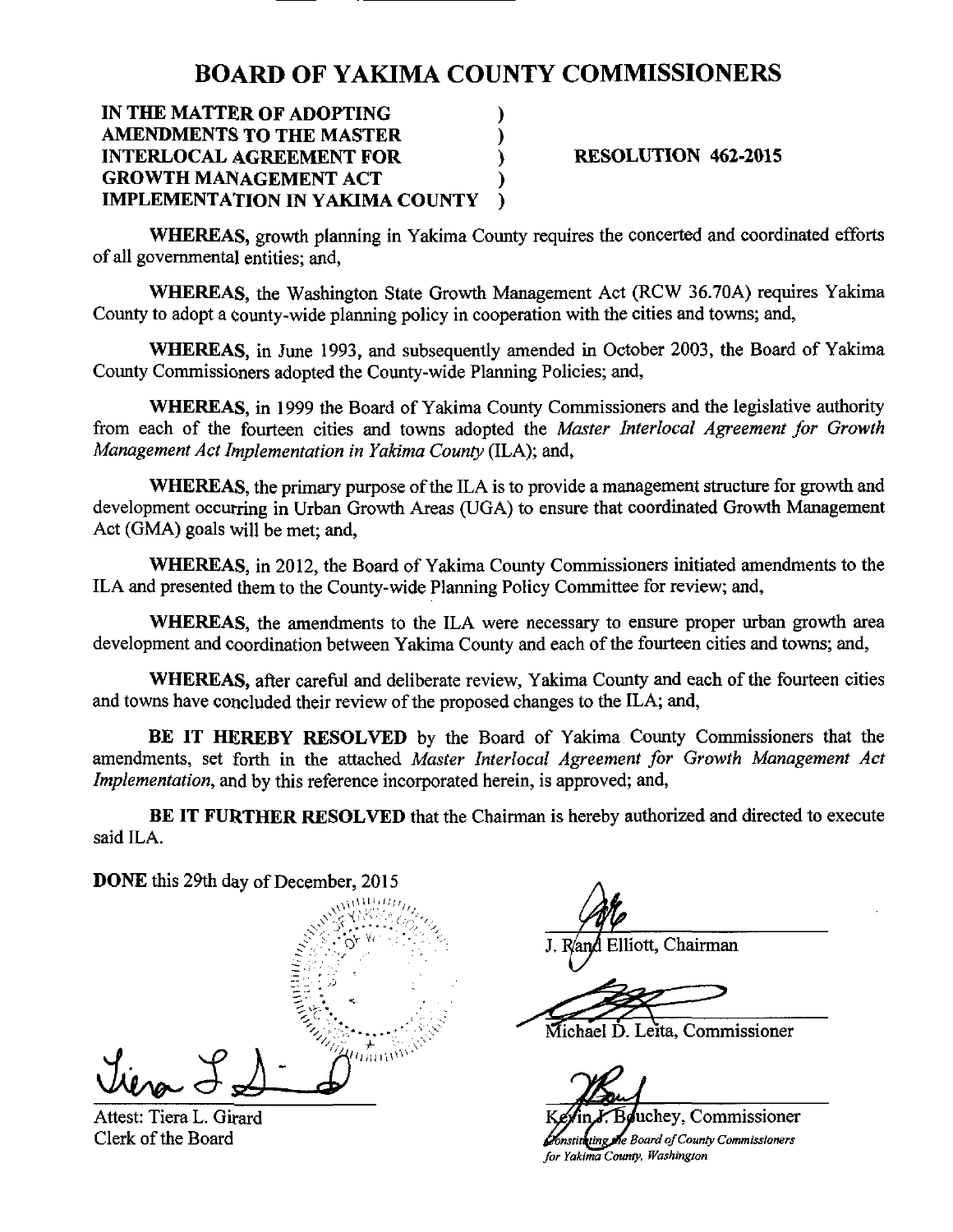# BOARD OF YAKIMA COUNTY COMMISSIONERS

**IN THE MATTER OF ADOPTING )**
**AMENDMENTS TO THE MASTER )**
**INTERLOCAL AGREEMENT FOR ) RESOLUTION 462-2015**
**GROWTH MANAGEMENT ACT )**
**IMPLEMENTATION IN YAKIMA COUNTY )**

**WHEREAS,** growth planning in Yakima County requires the concerted and coordinated efforts of all governmental entities; and,

**WHEREAS,** the Washington State Growth Management Act (RCW 36.70A) requires Yakima County to adopt a county-wide planning policy in cooperation with the cities and towns; and,

**WHEREAS,** in June 1993, and subsequently amended in October 2003, the Board of Yakima County Commissioners adopted the County-wide Planning Policies; and,

**WHEREAS,** in 1999 the Board of Yakima County Commissioners and the legislative authority from each of the fourteen cities and towns adopted the *Master Interlocal Agreement for Growth Management Act Implementation in Yakima County* (ILA); and,

**WHEREAS,** the primary purpose of the ILA is to provide a management structure for growth and development occurring in Urban Growth Areas (UGA) to ensure that coordinated Growth Management Act (GMA) goals will be met; and,

**WHEREAS,** in 2012, the Board of Yakima County Commissioners initiated amendments to the ILA and presented them to the County-wide Planning Policy Committee for review; and,

**WHEREAS,** the amendments to the ILA were necessary to ensure proper urban growth area development and coordination between Yakima County and each of the fourteen cities and towns; and,

**WHEREAS,** after careful and deliberate review, Yakima County and each of the fourteen cities and towns have concluded their review of the proposed changes to the ILA; and,

**BE IT HEREBY RESOLVED** by the Board of Yakima County Commissioners that the amendments, set forth in the attached *Master Interlocal Agreement for Growth Management Act Implementation*, and by this reference incorporated herein, is approved; and,

**BE IT FURTHER RESOLVED** that the Chairman is hereby authorized and directed to execute said ILA.

**DONE** this 29th day of December, 2015

J. Rand Elliott, Chairman

Michael D. Leita, Commissioner

Kevin J. Bouchey, Commissioner

*Constituting the Board of County Commissioners for Yakima County, Washington*

Attest: Tiera L. Girard
Clerk of the Board